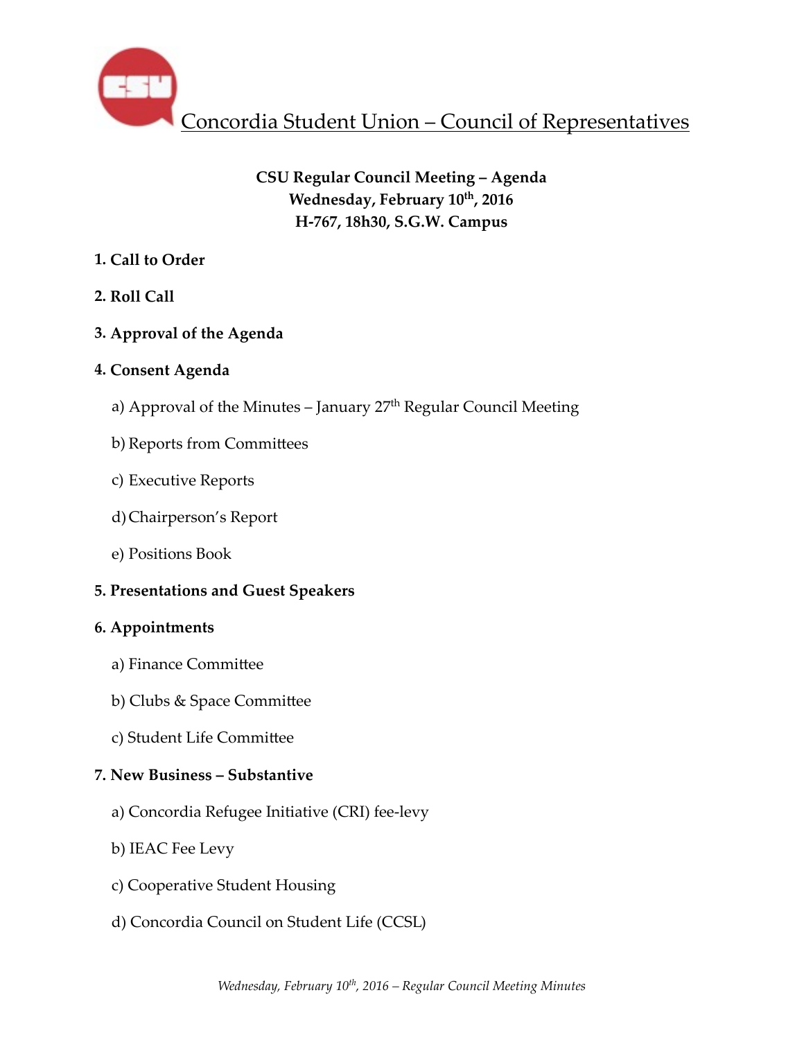# Concordia Student Union – Council of Representatives

**CSU Regular Council Meeting – Agenda**
**Wednesday, February 10th, 2016**
**H-767, 18h30, S.G.W. Campus**

**1. Call to Order**

**2. Roll Call**

**3. Approval of the Agenda**

**4. Consent Agenda**

a) Approval of the Minutes – January 27th Regular Council Meeting

b) Reports from Committees

c) Executive Reports

d) Chairperson's Report

e) Positions Book

**5. Presentations and Guest Speakers**

**6. Appointments**

a) Finance Committee

b) Clubs & Space Committee

c) Student Life Committee

**7. New Business – Substantive**

a) Concordia Refugee Initiative (CRI) fee-levy

b) IEAC Fee Levy

c) Cooperative Student Housing

d) Concordia Council on Student Life (CCSL)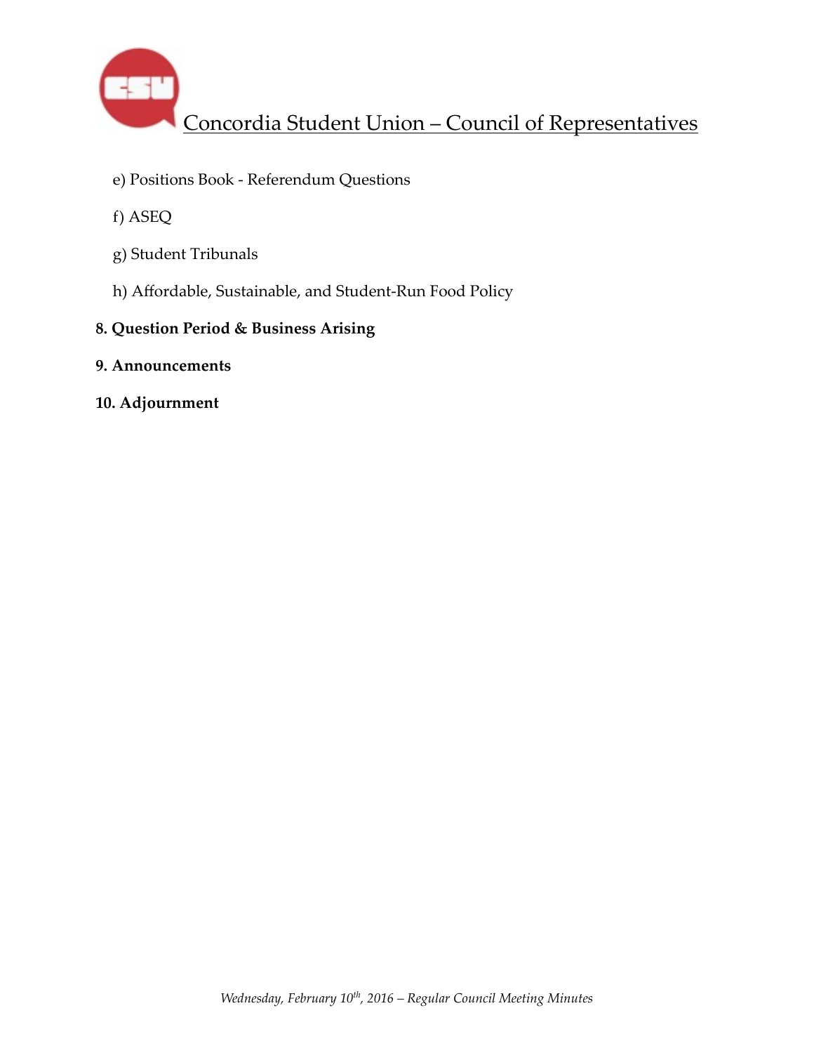e) Positions Book - Referendum Questions

f) ASEQ

g) Student Tribunals

h) Affordable, Sustainable, and Student-Run Food Policy

**8. Question Period & Business Arising**

**9. Announcements**

**10. Adjournment**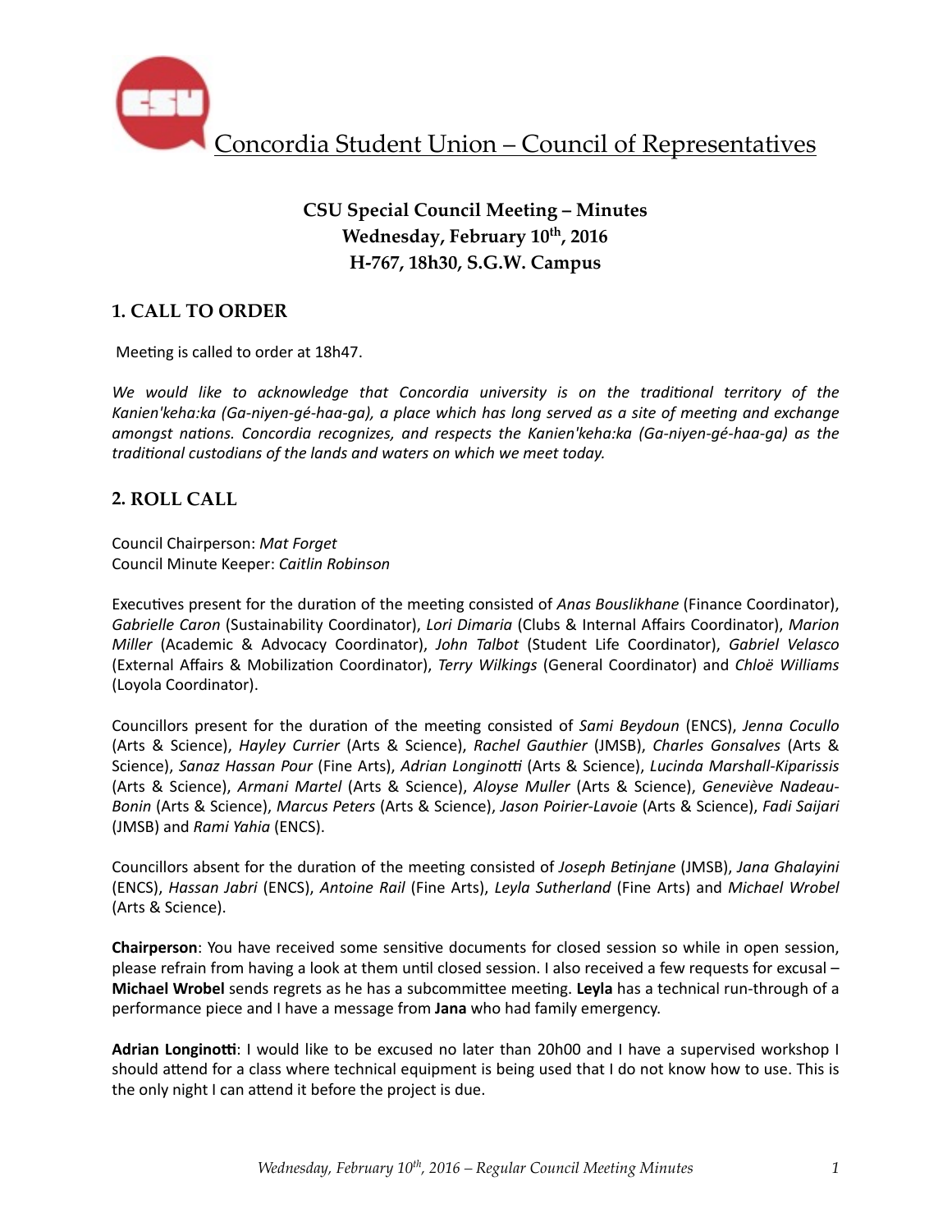# Concordia Student Union – Council of Representatives

**CSU Special Council Meeting – Minutes**
**Wednesday, February 10th, 2016**
**H-767, 18h30, S.G.W. Campus**

## 1. CALL TO ORDER

Meeting is called to order at 18h47.

*We would like to acknowledge that Concordia university is on the traditional territory of the Kanien'keha:ka (Ga-niyen-gé-haa-ga), a place which has long served as a site of meeting and exchange amongst nations. Concordia recognizes, and respects the Kanien'keha:ka (Ga-niyen-gé-haa-ga) as the traditional custodians of the lands and waters on which we meet today.*

## 2. ROLL CALL

Council Chairperson: *Mat Forget*
Council Minute Keeper: *Caitlin Robinson*

Executives present for the duration of the meeting consisted of *Anas Bouslikhane* (Finance Coordinator), *Gabrielle Caron* (Sustainability Coordinator), *Lori Dimaria* (Clubs & Internal Affairs Coordinator), *Marion Miller* (Academic & Advocacy Coordinator), *John Talbot* (Student Life Coordinator), *Gabriel Velasco* (External Affairs & Mobilization Coordinator), *Terry Wilkings* (General Coordinator) and *Chloë Williams* (Loyola Coordinator).

Councillors present for the duration of the meeting consisted of *Sami Beydoun* (ENCS), *Jenna Cocullo* (Arts & Science), *Hayley Currier* (Arts & Science), *Rachel Gauthier* (JMSB), *Charles Gonsalves* (Arts & Science), *Sanaz Hassan Pour* (Fine Arts), *Adrian Longinotti* (Arts & Science), *Lucinda Marshall-Kiparissis* (Arts & Science), *Armani Martel* (Arts & Science), *Aloyse Muller* (Arts & Science), *Geneviève Nadeau-Bonin* (Arts & Science), *Marcus Peters* (Arts & Science), *Jason Poirier-Lavoie* (Arts & Science), *Fadi Saijari* (JMSB) and *Rami Yahia* (ENCS).

Councillors absent for the duration of the meeting consisted of *Joseph Betinjane* (JMSB), *Jana Ghalayini* (ENCS), *Hassan Jabri* (ENCS), *Antoine Rail* (Fine Arts), *Leyla Sutherland* (Fine Arts) and *Michael Wrobel* (Arts & Science).

**Chairperson**: You have received some sensitive documents for closed session so while in open session, please refrain from having a look at them until closed session. I also received a few requests for excusal – **Michael Wrobel** sends regrets as he has a subcommittee meeting. **Leyla** has a technical run-through of a performance piece and I have a message from **Jana** who had family emergency.

**Adrian Longinotti**: I would like to be excused no later than 20h00 and I have a supervised workshop I should attend for a class where technical equipment is being used that I do not know how to use. This is the only night I can attend it before the project is due.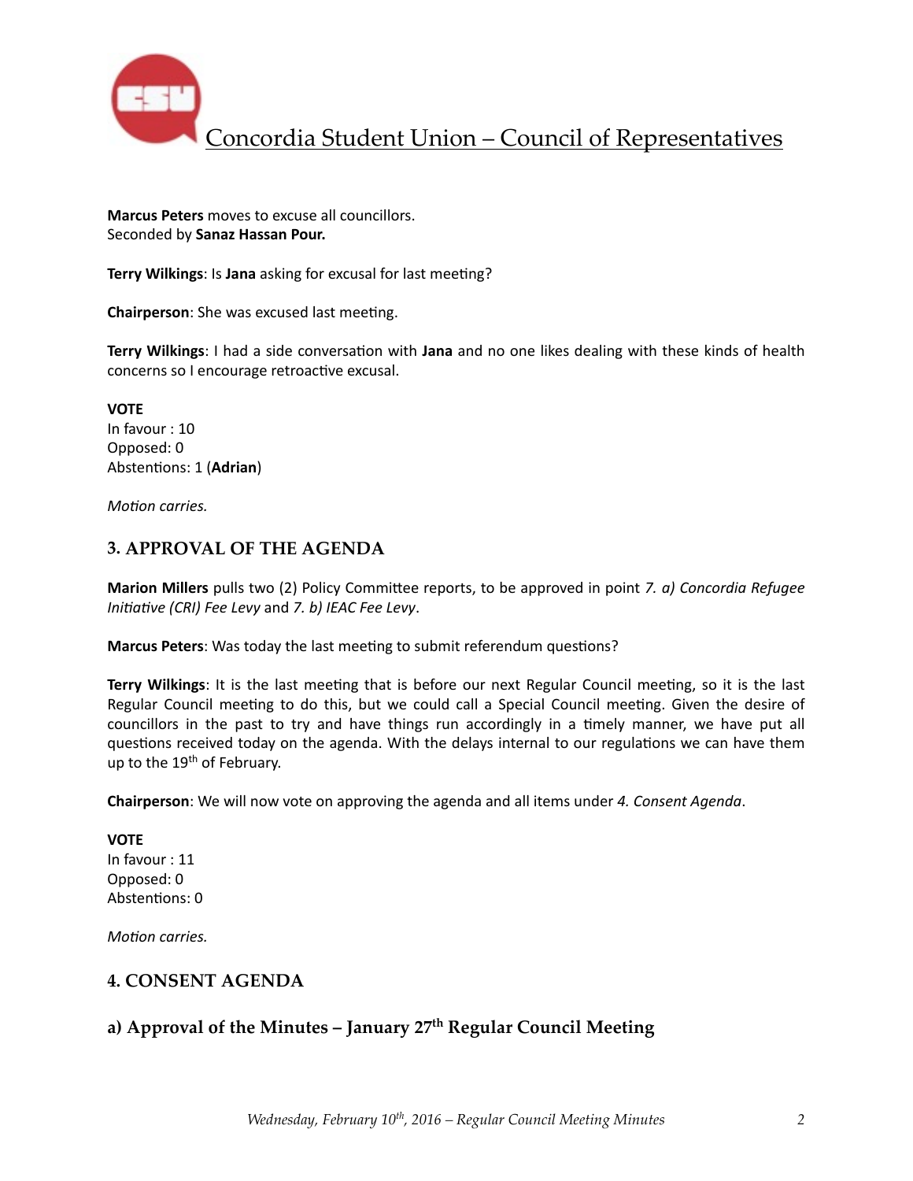**Marcus Peters** moves to excuse all councillors.
Seconded by **Sanaz Hassan Pour.**

**Terry Wilkings**: Is **Jana** asking for excusal for last meeting?

**Chairperson**: She was excused last meeting.

**Terry Wilkings**: I had a side conversation with **Jana** and no one likes dealing with these kinds of health concerns so I encourage retroactive excusal.

**VOTE**
In favour : 10
Opposed: 0
Abstentions: 1 (**Adrian**)

*Motion carries.*

## 3. APPROVAL OF THE AGENDA

**Marion Millers** pulls two (2) Policy Committee reports, to be approved in point *7. a) Concordia Refugee Initiative (CRI) Fee Levy* and *7. b) IEAC Fee Levy*.

**Marcus Peters**: Was today the last meeting to submit referendum questions?

**Terry Wilkings**: It is the last meeting that is before our next Regular Council meeting, so it is the last Regular Council meeting to do this, but we could call a Special Council meeting. Given the desire of councillors in the past to try and have things run accordingly in a timely manner, we have put all questions received today on the agenda. With the delays internal to our regulations we can have them up to the 19th of February.

**Chairperson**: We will now vote on approving the agenda and all items under *4. Consent Agenda*.

**VOTE**
In favour : 11
Opposed: 0
Abstentions: 0

*Motion carries.*

## 4. CONSENT AGENDA

### a) Approval of the Minutes – January 27th Regular Council Meeting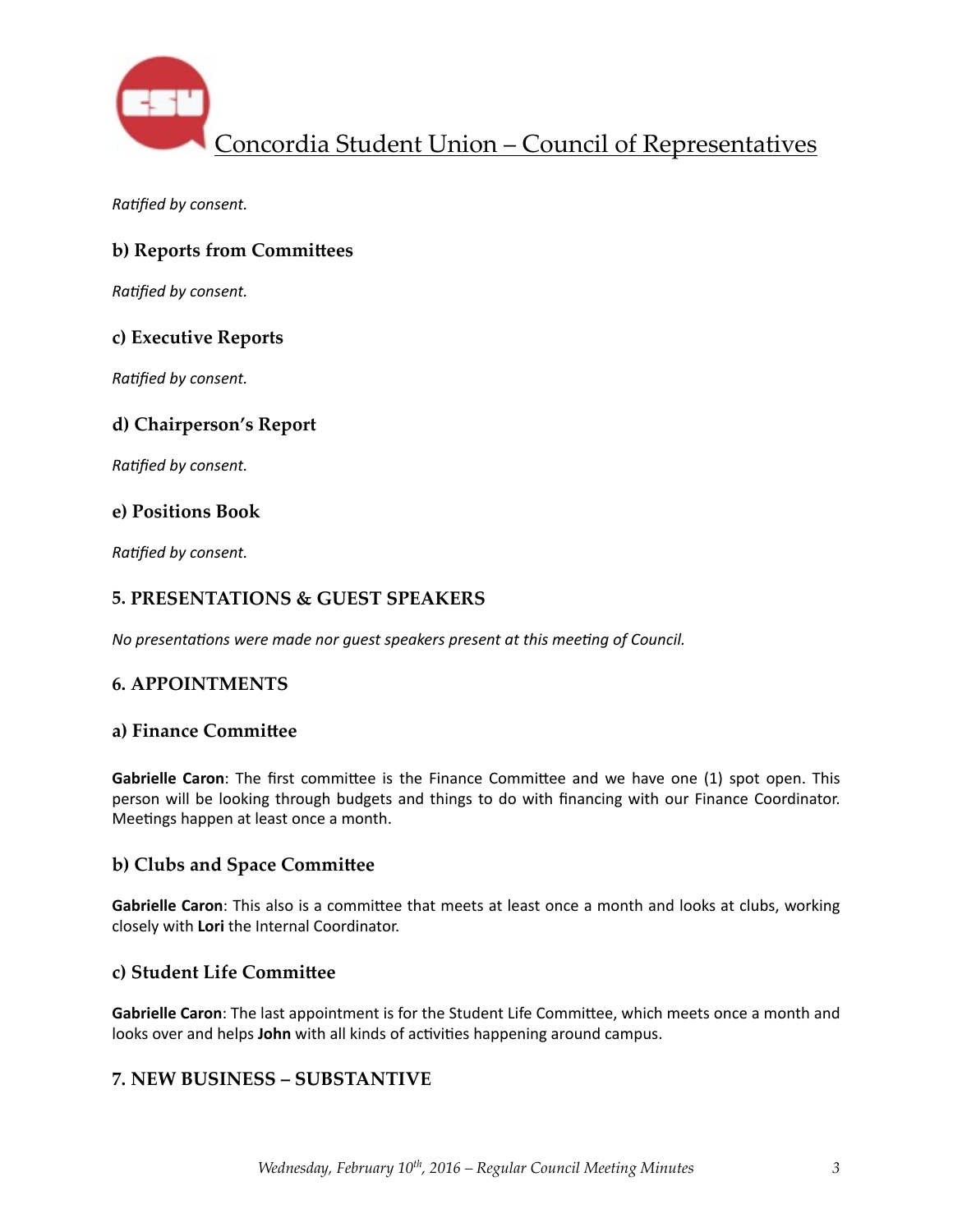*Ratified by consent.*

### b) Reports from Committees

*Ratified by consent.*

### c) Executive Reports

*Ratified by consent.*

### d) Chairperson's Report

*Ratified by consent.*

### e) Positions Book

*Ratified by consent.*

## 5. PRESENTATIONS & GUEST SPEAKERS

*No presentations were made nor guest speakers present at this meeting of Council.*

## 6. APPOINTMENTS

### a) Finance Committee

**Gabrielle Caron**: The first committee is the Finance Committee and we have one (1) spot open. This person will be looking through budgets and things to do with financing with our Finance Coordinator. Meetings happen at least once a month.

### b) Clubs and Space Committee

**Gabrielle Caron**: This also is a committee that meets at least once a month and looks at clubs, working closely with **Lori** the Internal Coordinator.

### c) Student Life Committee

**Gabrielle Caron**: The last appointment is for the Student Life Committee, which meets once a month and looks over and helps **John** with all kinds of activities happening around campus.

## 7. NEW BUSINESS – SUBSTANTIVE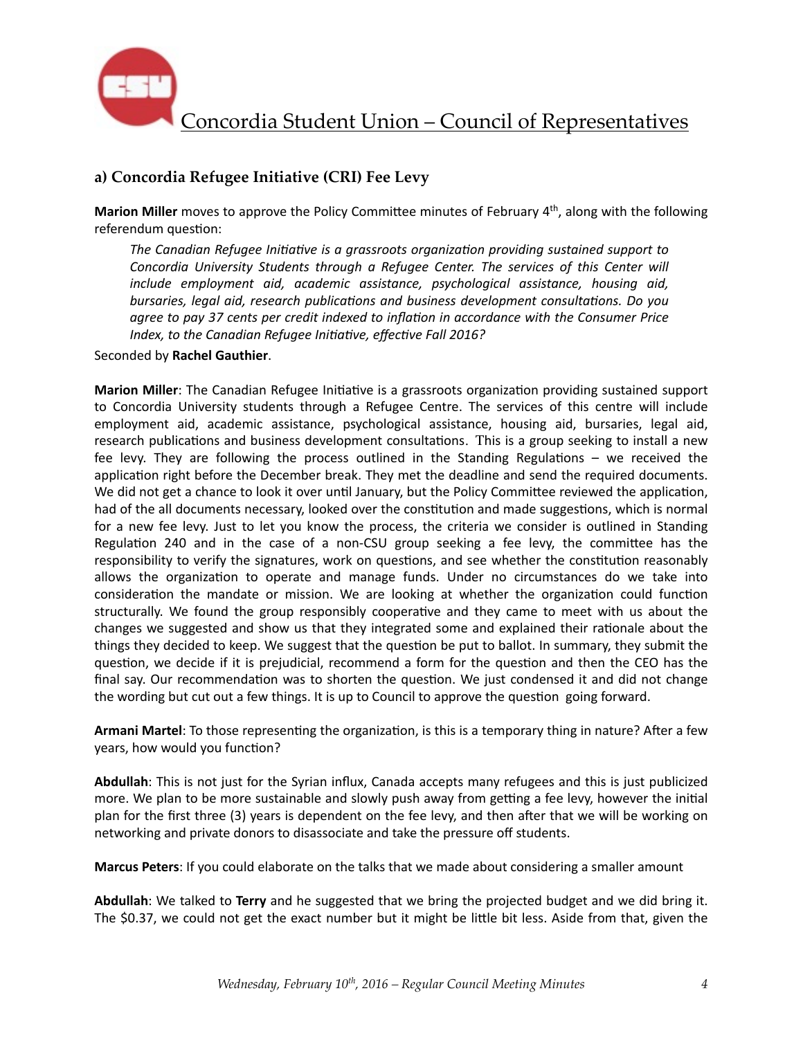## a) Concordia Refugee Initiative (CRI) Fee Levy

**Marion Miller** moves to approve the Policy Committee minutes of February 4th, along with the following referendum question:

> *The Canadian Refugee Initiative is a grassroots organization providing sustained support to Concordia University Students through a Refugee Center. The services of this Center will include employment aid, academic assistance, psychological assistance, housing aid, bursaries, legal aid, research publications and business development consultations. Do you agree to pay 37 cents per credit indexed to inflation in accordance with the Consumer Price Index, to the Canadian Refugee Initiative, effective Fall 2016?*

Seconded by **Rachel Gauthier**.

**Marion Miller**: The Canadian Refugee Initiative is a grassroots organization providing sustained support to Concordia University students through a Refugee Centre. The services of this centre will include employment aid, academic assistance, psychological assistance, housing aid, bursaries, legal aid, research publications and business development consultations. This is a group seeking to install a new fee levy. They are following the process outlined in the Standing Regulations – we received the application right before the December break. They met the deadline and send the required documents. We did not get a chance to look it over until January, but the Policy Committee reviewed the application, had of the all documents necessary, looked over the constitution and made suggestions, which is normal for a new fee levy. Just to let you know the process, the criteria we consider is outlined in Standing Regulation 240 and in the case of a non-CSU group seeking a fee levy, the committee has the responsibility to verify the signatures, work on questions, and see whether the constitution reasonably allows the organization to operate and manage funds. Under no circumstances do we take into consideration the mandate or mission. We are looking at whether the organization could function structurally. We found the group responsibly cooperative and they came to meet with us about the changes we suggested and show us that they integrated some and explained their rationale about the things they decided to keep. We suggest that the question be put to ballot. In summary, they submit the question, we decide if it is prejudicial, recommend a form for the question and then the CEO has the final say. Our recommendation was to shorten the question. We just condensed it and did not change the wording but cut out a few things. It is up to Council to approve the question going forward.

**Armani Martel**: To those representing the organization, is this is a temporary thing in nature? After a few years, how would you function?

**Abdullah**: This is not just for the Syrian influx, Canada accepts many refugees and this is just publicized more. We plan to be more sustainable and slowly push away from getting a fee levy, however the initial plan for the first three (3) years is dependent on the fee levy, and then after that we will be working on networking and private donors to disassociate and take the pressure off students.

**Marcus Peters**: If you could elaborate on the talks that we made about considering a smaller amount

**Abdullah**: We talked to **Terry** and he suggested that we bring the projected budget and we did bring it. The $0.37, we could not get the exact number but it might be little bit less. Aside from that, given the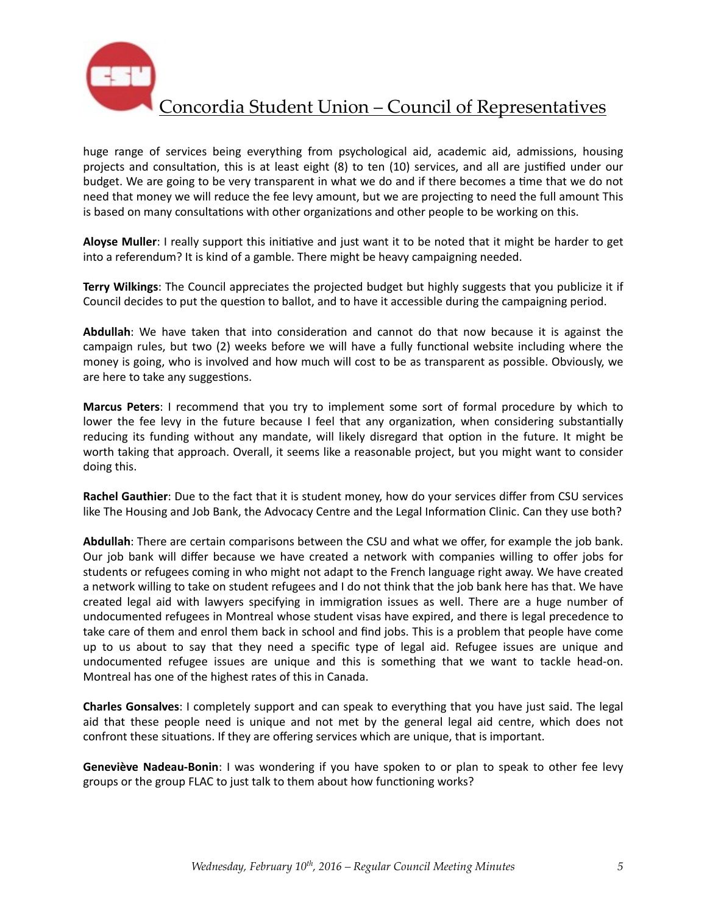huge range of services being everything from psychological aid, academic aid, admissions, housing projects and consultation, this is at least eight (8) to ten (10) services, and all are justified under our budget. We are going to be very transparent in what we do and if there becomes a time that we do not need that money we will reduce the fee levy amount, but we are projecting to need the full amount This is based on many consultations with other organizations and other people to be working on this.

**Aloyse Muller**: I really support this initiative and just want it to be noted that it might be harder to get into a referendum? It is kind of a gamble. There might be heavy campaigning needed.

**Terry Wilkings**: The Council appreciates the projected budget but highly suggests that you publicize it if Council decides to put the question to ballot, and to have it accessible during the campaigning period.

**Abdullah**: We have taken that into consideration and cannot do that now because it is against the campaign rules, but two (2) weeks before we will have a fully functional website including where the money is going, who is involved and how much will cost to be as transparent as possible. Obviously, we are here to take any suggestions.

**Marcus Peters**: I recommend that you try to implement some sort of formal procedure by which to lower the fee levy in the future because I feel that any organization, when considering substantially reducing its funding without any mandate, will likely disregard that option in the future. It might be worth taking that approach. Overall, it seems like a reasonable project, but you might want to consider doing this.

**Rachel Gauthier**: Due to the fact that it is student money, how do your services differ from CSU services like The Housing and Job Bank, the Advocacy Centre and the Legal Information Clinic. Can they use both?

**Abdullah**: There are certain comparisons between the CSU and what we offer, for example the job bank. Our job bank will differ because we have created a network with companies willing to offer jobs for students or refugees coming in who might not adapt to the French language right away. We have created a network willing to take on student refugees and I do not think that the job bank here has that. We have created legal aid with lawyers specifying in immigration issues as well. There are a huge number of undocumented refugees in Montreal whose student visas have expired, and there is legal precedence to take care of them and enrol them back in school and find jobs. This is a problem that people have come up to us about to say that they need a specific type of legal aid. Refugee issues are unique and undocumented refugee issues are unique and this is something that we want to tackle head-on. Montreal has one of the highest rates of this in Canada.

**Charles Gonsalves**: I completely support and can speak to everything that you have just said. The legal aid that these people need is unique and not met by the general legal aid centre, which does not confront these situations. If they are offering services which are unique, that is important.

**Geneviève Nadeau-Bonin**: I was wondering if you have spoken to or plan to speak to other fee levy groups or the group FLAC to just talk to them about how functioning works?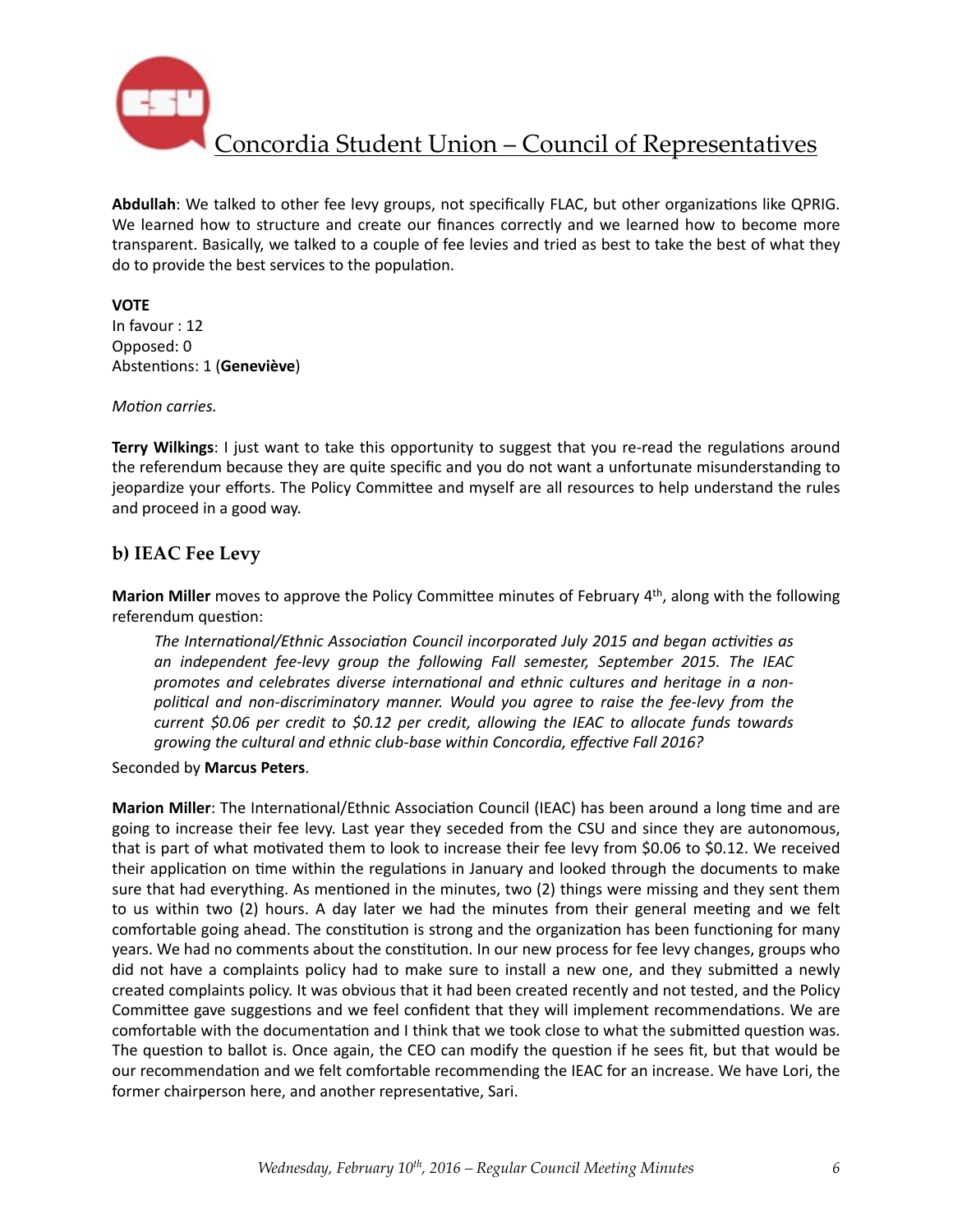**Abdullah**: We talked to other fee levy groups, not specifically FLAC, but other organizations like QPRIG. We learned how to structure and create our finances correctly and we learned how to become more transparent. Basically, we talked to a couple of fee levies and tried as best to take the best of what they do to provide the best services to the population.

**VOTE**
In favour : 12
Opposed: 0
Abstentions: 1 (**Geneviève**)

*Motion carries.*

**Terry Wilkings**: I just want to take this opportunity to suggest that you re-read the regulations around the referendum because they are quite specific and you do not want a unfortunate misunderstanding to jeopardize your efforts. The Policy Committee and myself are all resources to help understand the rules and proceed in a good way.

## b) IEAC Fee Levy

**Marion Miller** moves to approve the Policy Committee minutes of February 4th, along with the following referendum question:

> *The International/Ethnic Association Council incorporated July 2015 and began activities as an independent fee-levy group the following Fall semester, September 2015. The IEAC promotes and celebrates diverse international and ethnic cultures and heritage in a non-political and non-discriminatory manner. Would you agree to raise the fee-levy from the current $0.06 per credit to $0.12 per credit, allowing the IEAC to allocate funds towards growing the cultural and ethnic club-base within Concordia, effective Fall 2016?*

Seconded by **Marcus Peters**.

**Marion Miller**: The International/Ethnic Association Council (IEAC) has been around a long time and are going to increase their fee levy. Last year they seceded from the CSU and since they are autonomous, that is part of what motivated them to look to increase their fee levy from $0.06 to $0.12. We received their application on time within the regulations in January and looked through the documents to make sure that had everything. As mentioned in the minutes, two (2) things were missing and they sent them to us within two (2) hours. A day later we had the minutes from their general meeting and we felt comfortable going ahead. The constitution is strong and the organization has been functioning for many years. We had no comments about the constitution. In our new process for fee levy changes, groups who did not have a complaints policy had to make sure to install a new one, and they submitted a newly created complaints policy. It was obvious that it had been created recently and not tested, and the Policy Committee gave suggestions and we feel confident that they will implement recommendations. We are comfortable with the documentation and I think that we took close to what the submitted question was. The question to ballot is. Once again, the CEO can modify the question if he sees fit, but that would be our recommendation and we felt comfortable recommending the IEAC for an increase. We have Lori, the former chairperson here, and another representative, Sari.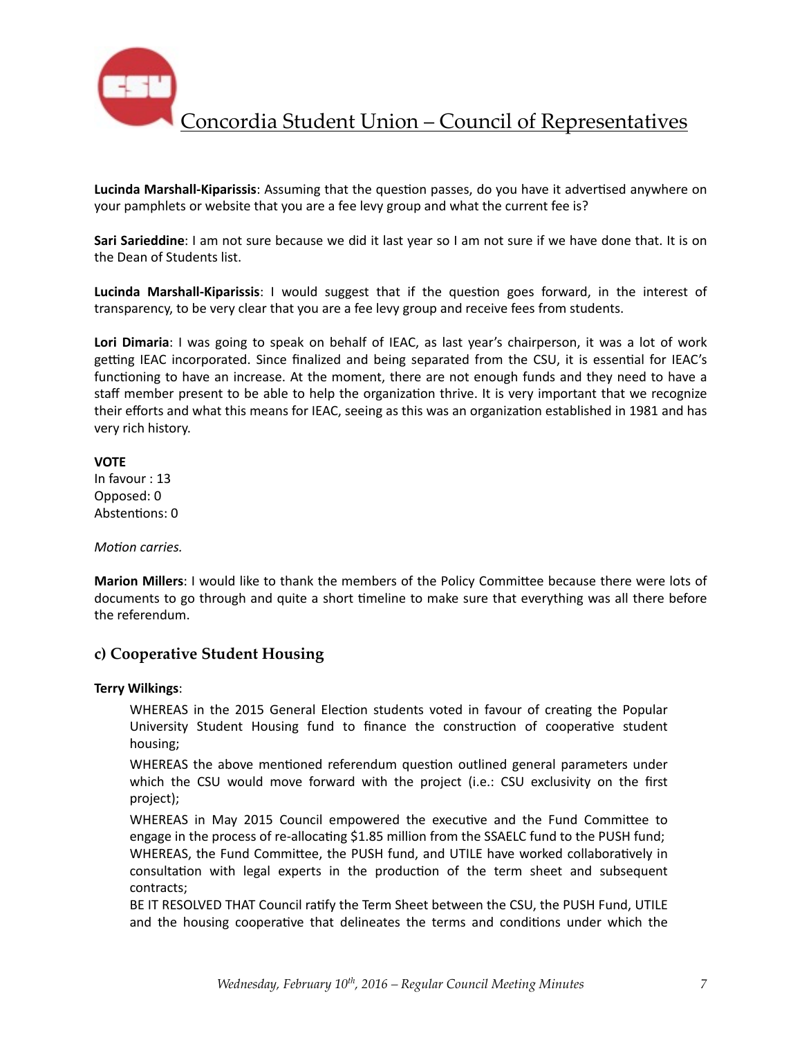**Lucinda Marshall-Kiparissis**: Assuming that the question passes, do you have it advertised anywhere on your pamphlets or website that you are a fee levy group and what the current fee is?

**Sari Sarieddine**: I am not sure because we did it last year so I am not sure if we have done that. It is on the Dean of Students list.

**Lucinda Marshall-Kiparissis**: I would suggest that if the question goes forward, in the interest of transparency, to be very clear that you are a fee levy group and receive fees from students.

**Lori Dimaria**: I was going to speak on behalf of IEAC, as last year's chairperson, it was a lot of work getting IEAC incorporated. Since finalized and being separated from the CSU, it is essential for IEAC's functioning to have an increase. At the moment, there are not enough funds and they need to have a staff member present to be able to help the organization thrive. It is very important that we recognize their efforts and what this means for IEAC, seeing as this was an organization established in 1981 and has very rich history.

**VOTE**
In favour : 13
Opposed: 0
Abstentions: 0

*Motion carries.*

**Marion Millers**: I would like to thank the members of the Policy Committee because there were lots of documents to go through and quite a short timeline to make sure that everything was all there before the referendum.

### c) Cooperative Student Housing

**Terry Wilkings**:

> WHEREAS in the 2015 General Election students voted in favour of creating the Popular University Student Housing fund to finance the construction of cooperative student housing;
> WHEREAS the above mentioned referendum question outlined general parameters under which the CSU would move forward with the project (i.e.: CSU exclusivity on the first project);
> WHEREAS in May 2015 Council empowered the executive and the Fund Committee to engage in the process of re-allocating $1.85 million from the SSAELC fund to the PUSH fund;
> WHEREAS, the Fund Committee, the PUSH fund, and UTILE have worked collaboratively in consultation with legal experts in the production of the term sheet and subsequent contracts;
> BE IT RESOLVED THAT Council ratify the Term Sheet between the CSU, the PUSH Fund, UTILE and the housing cooperative that delineates the terms and conditions under which the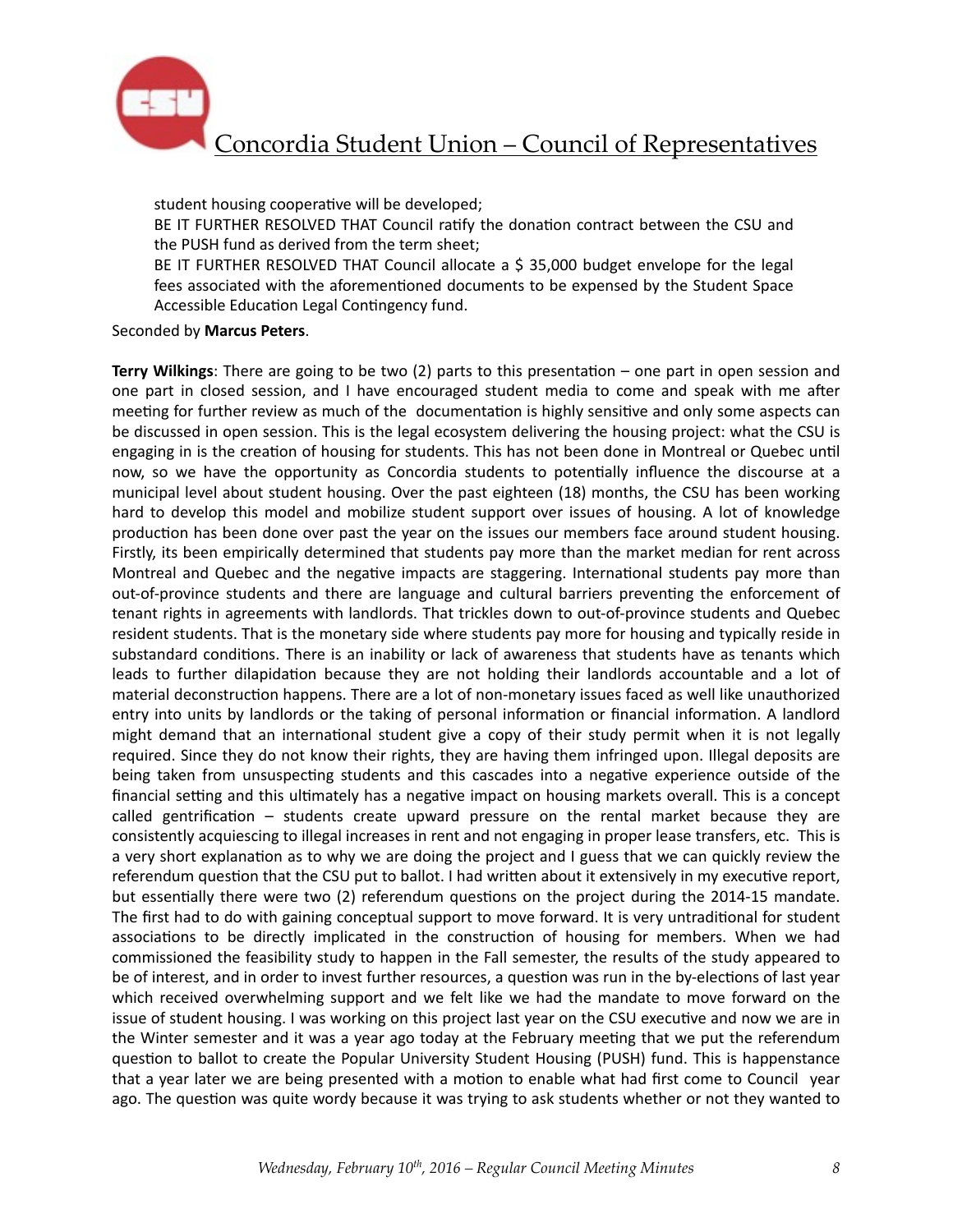student housing cooperative will be developed;

BE IT FURTHER RESOLVED THAT Council ratify the donation contract between the CSU and the PUSH fund as derived from the term sheet;

BE IT FURTHER RESOLVED THAT Council allocate a $ 35,000 budget envelope for the legal fees associated with the aforementioned documents to be expensed by the Student Space Accessible Education Legal Contingency fund.

Seconded by **Marcus Peters**.

**Terry Wilkings**: There are going to be two (2) parts to this presentation – one part in open session and one part in closed session, and I have encouraged student media to come and speak with me after meeting for further review as much of the documentation is highly sensitive and only some aspects can be discussed in open session. This is the legal ecosystem delivering the housing project: what the CSU is engaging in is the creation of housing for students. This has not been done in Montreal or Quebec until now, so we have the opportunity as Concordia students to potentially influence the discourse at a municipal level about student housing. Over the past eighteen (18) months, the CSU has been working hard to develop this model and mobilize student support over issues of housing. A lot of knowledge production has been done over past the year on the issues our members face around student housing. Firstly, its been empirically determined that students pay more than the market median for rent across Montreal and Quebec and the negative impacts are staggering. International students pay more than out-of-province students and there are language and cultural barriers preventing the enforcement of tenant rights in agreements with landlords. That trickles down to out-of-province students and Quebec resident students. That is the monetary side where students pay more for housing and typically reside in substandard conditions. There is an inability or lack of awareness that students have as tenants which leads to further dilapidation because they are not holding their landlords accountable and a lot of material deconstruction happens. There are a lot of non-monetary issues faced as well like unauthorized entry into units by landlords or the taking of personal information or financial information. A landlord might demand that an international student give a copy of their study permit when it is not legally required. Since they do not know their rights, they are having them infringed upon. Illegal deposits are being taken from unsuspecting students and this cascades into a negative experience outside of the financial setting and this ultimately has a negative impact on housing markets overall. This is a concept called gentrification – students create upward pressure on the rental market because they are consistently acquiescing to illegal increases in rent and not engaging in proper lease transfers, etc. This is a very short explanation as to why we are doing the project and I guess that we can quickly review the referendum question that the CSU put to ballot. I had written about it extensively in my executive report, but essentially there were two (2) referendum questions on the project during the 2014-15 mandate. The first had to do with gaining conceptual support to move forward. It is very untraditional for student associations to be directly implicated in the construction of housing for members. When we had commissioned the feasibility study to happen in the Fall semester, the results of the study appeared to be of interest, and in order to invest further resources, a question was run in the by-elections of last year which received overwhelming support and we felt like we had the mandate to move forward on the issue of student housing. I was working on this project last year on the CSU executive and now we are in the Winter semester and it was a year ago today at the February meeting that we put the referendum question to ballot to create the Popular University Student Housing (PUSH) fund. This is happenstance that a year later we are being presented with a motion to enable what had first come to Council year ago. The question was quite wordy because it was trying to ask students whether or not they wanted to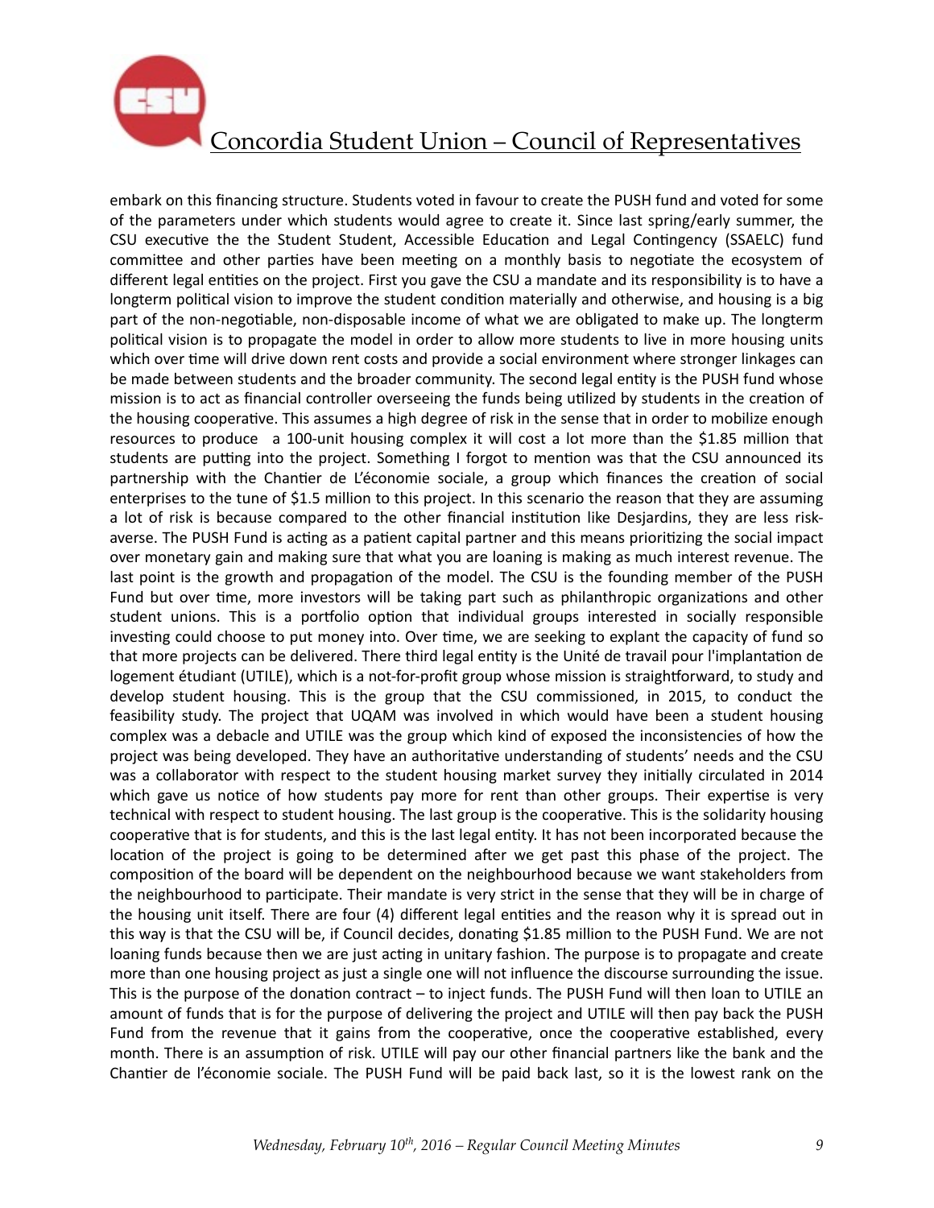embark on this financing structure. Students voted in favour to create the PUSH fund and voted for some of the parameters under which students would agree to create it. Since last spring/early summer, the CSU executive the the Student Student, Accessible Education and Legal Contingency (SSAELC) fund committee and other parties have been meeting on a monthly basis to negotiate the ecosystem of different legal entities on the project. First you gave the CSU a mandate and its responsibility is to have a longterm political vision to improve the student condition materially and otherwise, and housing is a big part of the non-negotiable, non-disposable income of what we are obligated to make up. The longterm political vision is to propagate the model in order to allow more students to live in more housing units which over time will drive down rent costs and provide a social environment where stronger linkages can be made between students and the broader community. The second legal entity is the PUSH fund whose mission is to act as financial controller overseeing the funds being utilized by students in the creation of the housing cooperative. This assumes a high degree of risk in the sense that in order to mobilize enough resources to produce a 100-unit housing complex it will cost a lot more than the $1.85 million that students are putting into the project. Something I forgot to mention was that the CSU announced its partnership with the Chantier de L'économie sociale, a group which finances the creation of social enterprises to the tune of $1.5 million to this project. In this scenario the reason that they are assuming a lot of risk is because compared to the other financial institution like Desjardins, they are less risk-averse. The PUSH Fund is acting as a patient capital partner and this means prioritizing the social impact over monetary gain and making sure that what you are loaning is making as much interest revenue. The last point is the growth and propagation of the model. The CSU is the founding member of the PUSH Fund but over time, more investors will be taking part such as philanthropic organizations and other student unions. This is a portfolio option that individual groups interested in socially responsible investing could choose to put money into. Over time, we are seeking to explant the capacity of fund so that more projects can be delivered. There third legal entity is the Unité de travail pour l'implantation de logement étudiant (UTILE), which is a not-for-profit group whose mission is straightforward, to study and develop student housing. This is the group that the CSU commissioned, in 2015, to conduct the feasibility study. The project that UQAM was involved in which would have been a student housing complex was a debacle and UTILE was the group which kind of exposed the inconsistencies of how the project was being developed. They have an authoritative understanding of students' needs and the CSU was a collaborator with respect to the student housing market survey they initially circulated in 2014 which gave us notice of how students pay more for rent than other groups. Their expertise is very technical with respect to student housing. The last group is the cooperative. This is the solidarity housing cooperative that is for students, and this is the last legal entity. It has not been incorporated because the location of the project is going to be determined after we get past this phase of the project. The composition of the board will be dependent on the neighbourhood because we want stakeholders from the neighbourhood to participate. Their mandate is very strict in the sense that they will be in charge of the housing unit itself. There are four (4) different legal entities and the reason why it is spread out in this way is that the CSU will be, if Council decides, donating $1.85 million to the PUSH Fund. We are not loaning funds because then we are just acting in unitary fashion. The purpose is to propagate and create more than one housing project as just a single one will not influence the discourse surrounding the issue. This is the purpose of the donation contract – to inject funds. The PUSH Fund will then loan to UTILE an amount of funds that is for the purpose of delivering the project and UTILE will then pay back the PUSH Fund from the revenue that it gains from the cooperative, once the cooperative established, every month. There is an assumption of risk. UTILE will pay our other financial partners like the bank and the Chantier de l'économie sociale. The PUSH Fund will be paid back last, so it is the lowest rank on the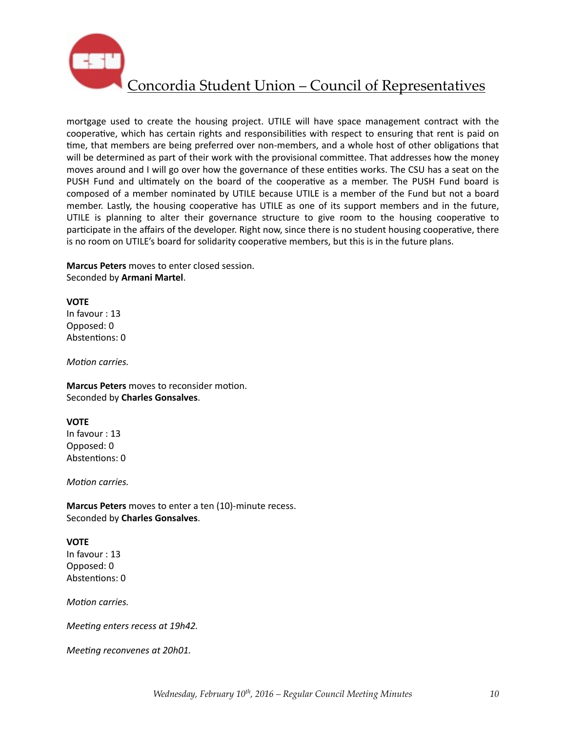mortgage used to create the housing project. UTILE will have space management contract with the cooperative, which has certain rights and responsibilities with respect to ensuring that rent is paid on time, that members are being preferred over non-members, and a whole host of other obligations that will be determined as part of their work with the provisional committee. That addresses how the money moves around and I will go over how the governance of these entities works. The CSU has a seat on the PUSH Fund and ultimately on the board of the cooperative as a member. The PUSH Fund board is composed of a member nominated by UTILE because UTILE is a member of the Fund but not a board member. Lastly, the housing cooperative has UTILE as one of its support members and in the future, UTILE is planning to alter their governance structure to give room to the housing cooperative to participate in the affairs of the developer. Right now, since there is no student housing cooperative, there is no room on UTILE's board for solidarity cooperative members, but this is in the future plans.

**Marcus Peters** moves to enter closed session.
Seconded by **Armani Martel**.

**VOTE**
In favour : 13
Opposed: 0
Abstentions: 0

*Motion carries.*

**Marcus Peters** moves to reconsider motion.
Seconded by **Charles Gonsalves**.

**VOTE**
In favour : 13
Opposed: 0
Abstentions: 0

*Motion carries.*

**Marcus Peters** moves to enter a ten (10)-minute recess.
Seconded by **Charles Gonsalves**.

**VOTE**
In favour : 13
Opposed: 0
Abstentions: 0

*Motion carries.*

*Meeting enters recess at 19h42.*

*Meeting reconvenes at 20h01.*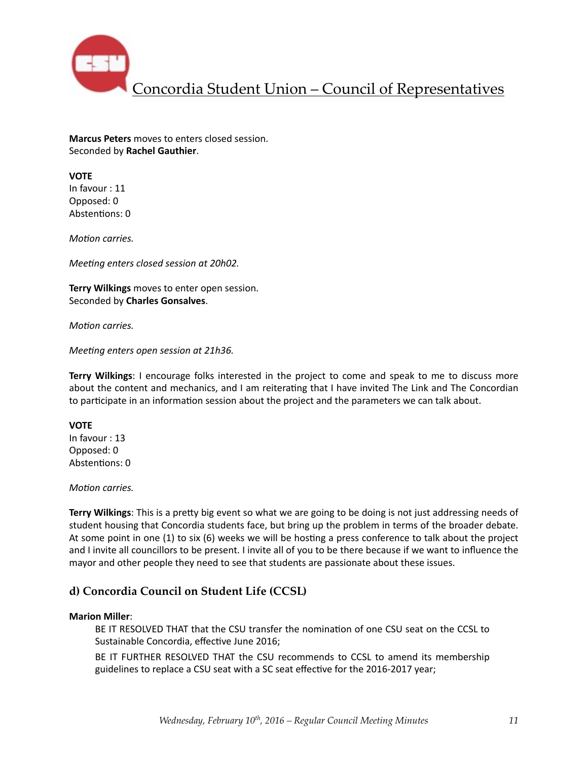**Marcus Peters** moves to enters closed session.
Seconded by **Rachel Gauthier**.

**VOTE**
In favour : 11
Opposed: 0
Abstentions: 0

*Motion carries.*

*Meeting enters closed session at 20h02.*

**Terry Wilkings** moves to enter open session.
Seconded by **Charles Gonsalves**.

*Motion carries.*

*Meeting enters open session at 21h36.*

**Terry Wilkings**: I encourage folks interested in the project to come and speak to me to discuss more about the content and mechanics, and I am reiterating that I have invited The Link and The Concordian to participate in an information session about the project and the parameters we can talk about.

**VOTE**
In favour : 13
Opposed: 0
Abstentions: 0

*Motion carries.*

**Terry Wilkings**: This is a pretty big event so what we are going to be doing is not just addressing needs of student housing that Concordia students face, but bring up the problem in terms of the broader debate. At some point in one (1) to six (6) weeks we will be hosting a press conference to talk about the project and I invite all councillors to be present. I invite all of you to be there because if we want to influence the mayor and other people they need to see that students are passionate about these issues.

### d) Concordia Council on Student Life (CCSL)

**Marion Miller**:

> BE IT RESOLVED THAT that the CSU transfer the nomination of one CSU seat on the CCSL to Sustainable Concordia, effective June 2016;
>
> BE IT FURTHER RESOLVED THAT the CSU recommends to CCSL to amend its membership guidelines to replace a CSU seat with a SC seat effective for the 2016-2017 year;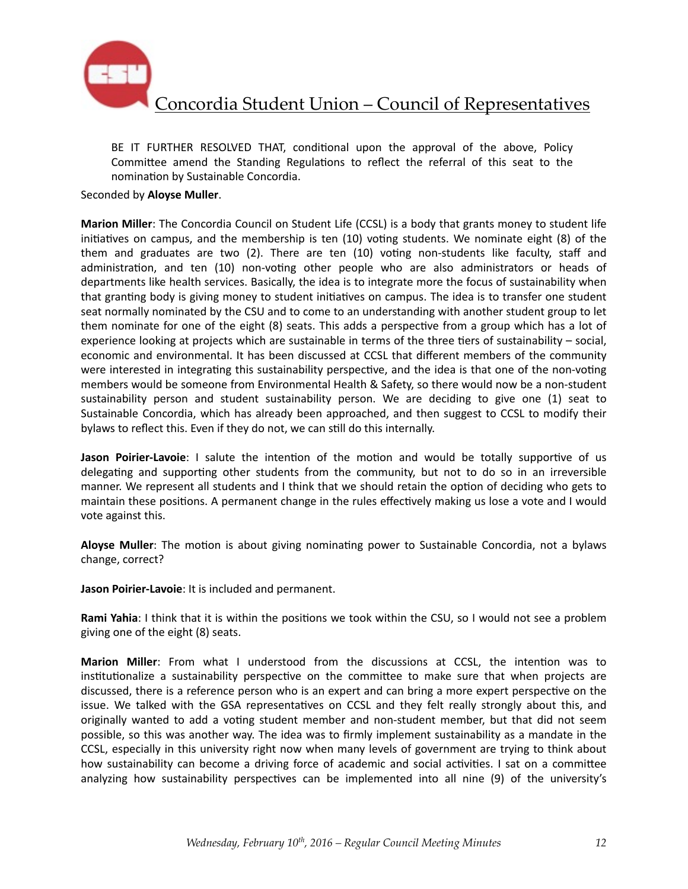BE IT FURTHER RESOLVED THAT, conditional upon the approval of the above, Policy Committee amend the Standing Regulations to reflect the referral of this seat to the nomination by Sustainable Concordia.

Seconded by **Aloyse Muller**.

**Marion Miller**: The Concordia Council on Student Life (CCSL) is a body that grants money to student life initiatives on campus, and the membership is ten (10) voting students. We nominate eight (8) of the them and graduates are two (2). There are ten (10) voting non-students like faculty, staff and administration, and ten (10) non-voting other people who are also administrators or heads of departments like health services. Basically, the idea is to integrate more the focus of sustainability when that granting body is giving money to student initiatives on campus. The idea is to transfer one student seat normally nominated by the CSU and to come to an understanding with another student group to let them nominate for one of the eight (8) seats. This adds a perspective from a group which has a lot of experience looking at projects which are sustainable in terms of the three tiers of sustainability – social, economic and environmental. It has been discussed at CCSL that different members of the community were interested in integrating this sustainability perspective, and the idea is that one of the non-voting members would be someone from Environmental Health & Safety, so there would now be a non-student sustainability person and student sustainability person. We are deciding to give one (1) seat to Sustainable Concordia, which has already been approached, and then suggest to CCSL to modify their bylaws to reflect this. Even if they do not, we can still do this internally.

**Jason Poirier-Lavoie**: I salute the intention of the motion and would be totally supportive of us delegating and supporting other students from the community, but not to do so in an irreversible manner. We represent all students and I think that we should retain the option of deciding who gets to maintain these positions. A permanent change in the rules effectively making us lose a vote and I would vote against this.

**Aloyse Muller**: The motion is about giving nominating power to Sustainable Concordia, not a bylaws change, correct?

**Jason Poirier-Lavoie**: It is included and permanent.

**Rami Yahia**: I think that it is within the positions we took within the CSU, so I would not see a problem giving one of the eight (8) seats.

**Marion Miller**: From what I understood from the discussions at CCSL, the intention was to institutionalize a sustainability perspective on the committee to make sure that when projects are discussed, there is a reference person who is an expert and can bring a more expert perspective on the issue. We talked with the GSA representatives on CCSL and they felt really strongly about this, and originally wanted to add a voting student member and non-student member, but that did not seem possible, so this was another way. The idea was to firmly implement sustainability as a mandate in the CCSL, especially in this university right now when many levels of government are trying to think about how sustainability can become a driving force of academic and social activities. I sat on a committee analyzing how sustainability perspectives can be implemented into all nine (9) of the university's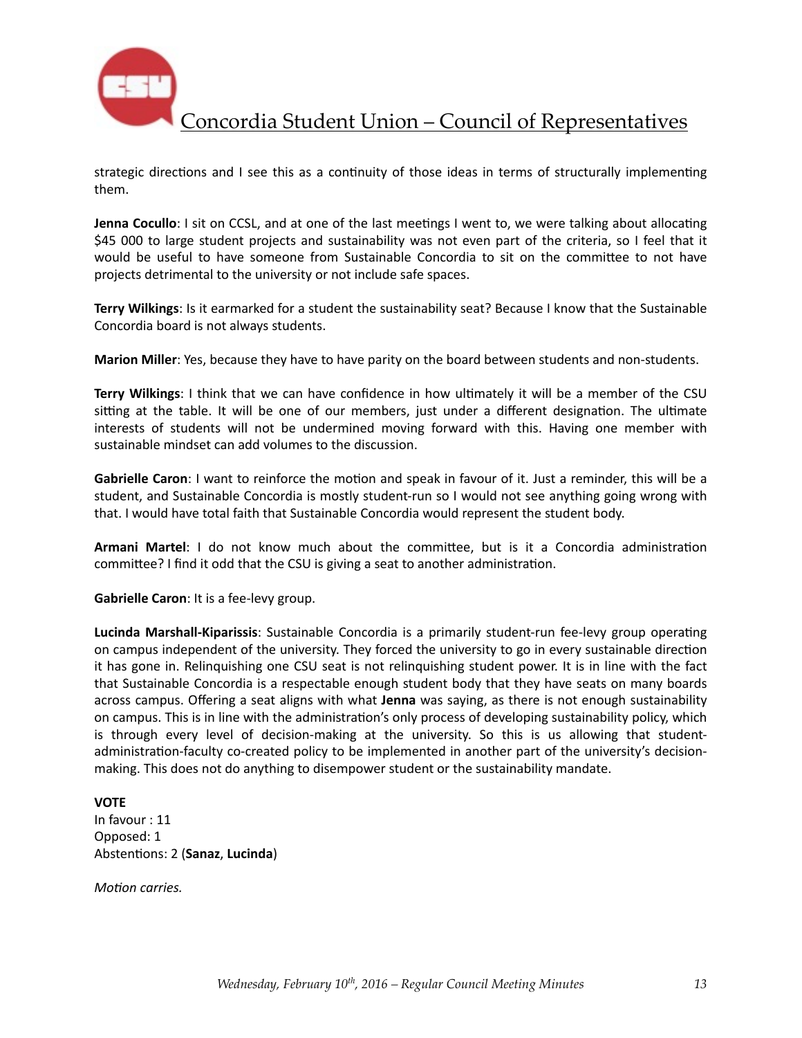strategic directions and I see this as a continuity of those ideas in terms of structurally implementing them.

**Jenna Cocullo**: I sit on CCSL, and at one of the last meetings I went to, we were talking about allocating $45 000 to large student projects and sustainability was not even part of the criteria, so I feel that it would be useful to have someone from Sustainable Concordia to sit on the committee to not have projects detrimental to the university or not include safe spaces.

**Terry Wilkings**: Is it earmarked for a student the sustainability seat? Because I know that the Sustainable Concordia board is not always students.

**Marion Miller**: Yes, because they have to have parity on the board between students and non-students.

**Terry Wilkings**: I think that we can have confidence in how ultimately it will be a member of the CSU sitting at the table. It will be one of our members, just under a different designation. The ultimate interests of students will not be undermined moving forward with this. Having one member with sustainable mindset can add volumes to the discussion.

**Gabrielle Caron**: I want to reinforce the motion and speak in favour of it. Just a reminder, this will be a student, and Sustainable Concordia is mostly student-run so I would not see anything going wrong with that. I would have total faith that Sustainable Concordia would represent the student body.

**Armani Martel**: I do not know much about the committee, but is it a Concordia administration committee? I find it odd that the CSU is giving a seat to another administration.

**Gabrielle Caron**: It is a fee-levy group.

**Lucinda Marshall-Kiparissis**: Sustainable Concordia is a primarily student-run fee-levy group operating on campus independent of the university. They forced the university to go in every sustainable direction it has gone in. Relinquishing one CSU seat is not relinquishing student power. It is in line with the fact that Sustainable Concordia is a respectable enough student body that they have seats on many boards across campus. Offering a seat aligns with what **Jenna** was saying, as there is not enough sustainability on campus. This is in line with the administration's only process of developing sustainability policy, which is through every level of decision-making at the university. So this is us allowing that student-administration-faculty co-created policy to be implemented in another part of the university's decision-making. This does not do anything to disempower student or the sustainability mandate.

**VOTE**
In favour : 11
Opposed: 1
Abstentions: 2 (**Sanaz**, **Lucinda**)

*Motion carries.*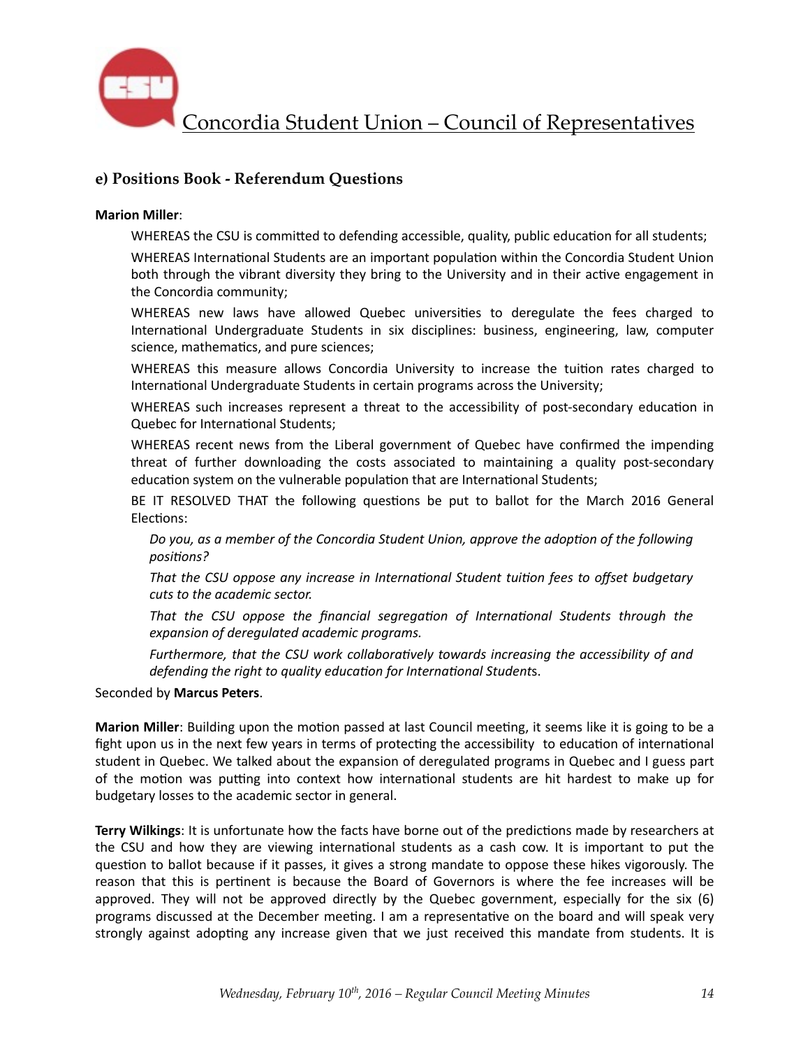### e) Positions Book - Referendum Questions

**Marion Miller**:

WHEREAS the CSU is committed to defending accessible, quality, public education for all students;

WHEREAS International Students are an important population within the Concordia Student Union both through the vibrant diversity they bring to the University and in their active engagement in the Concordia community;

WHEREAS new laws have allowed Quebec universities to deregulate the fees charged to International Undergraduate Students in six disciplines: business, engineering, law, computer science, mathematics, and pure sciences;

WHEREAS this measure allows Concordia University to increase the tuition rates charged to International Undergraduate Students in certain programs across the University;

WHEREAS such increases represent a threat to the accessibility of post-secondary education in Quebec for International Students;

WHEREAS recent news from the Liberal government of Quebec have confirmed the impending threat of further downloading the costs associated to maintaining a quality post-secondary education system on the vulnerable population that are International Students;

BE IT RESOLVED THAT the following questions be put to ballot for the March 2016 General Elections:

*Do you, as a member of the Concordia Student Union, approve the adoption of the following positions?*

*That the CSU oppose any increase in International Student tuition fees to offset budgetary cuts to the academic sector.*

*That the CSU oppose the financial segregation of International Students through the expansion of deregulated academic programs.*

*Furthermore, that the CSU work collaboratively towards increasing the accessibility of and defending the right to quality education for International Student*s.

Seconded by **Marcus Peters**.

**Marion Miller**: Building upon the motion passed at last Council meeting, it seems like it is going to be a fight upon us in the next few years in terms of protecting the accessibility to education of international student in Quebec. We talked about the expansion of deregulated programs in Quebec and I guess part of the motion was putting into context how international students are hit hardest to make up for budgetary losses to the academic sector in general.

**Terry Wilkings**: It is unfortunate how the facts have borne out of the predictions made by researchers at the CSU and how they are viewing international students as a cash cow. It is important to put the question to ballot because if it passes, it gives a strong mandate to oppose these hikes vigorously. The reason that this is pertinent is because the Board of Governors is where the fee increases will be approved. They will not be approved directly by the Quebec government, especially for the six (6) programs discussed at the December meeting. I am a representative on the board and will speak very strongly against adopting any increase given that we just received this mandate from students. It is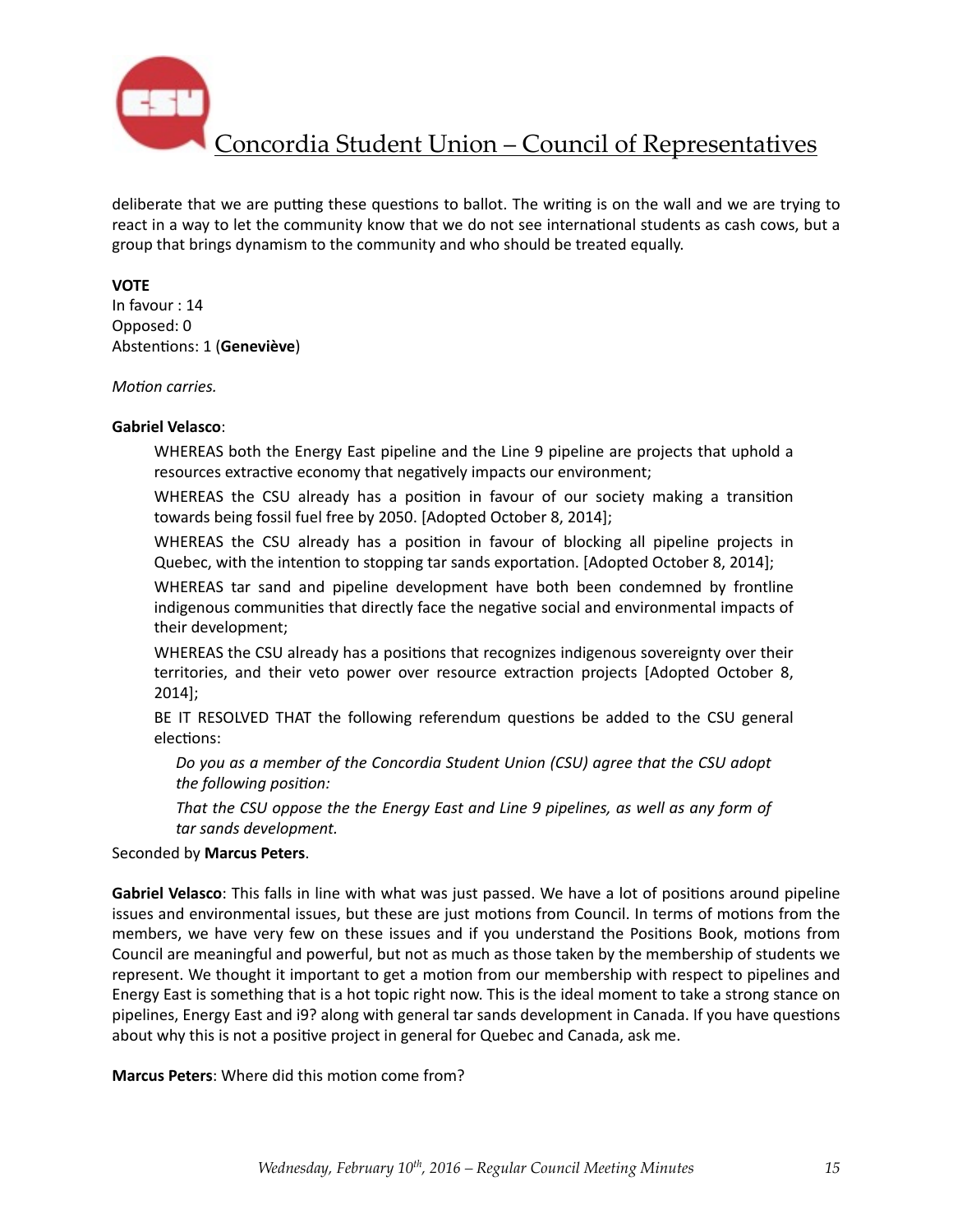deliberate that we are putting these questions to ballot. The writing is on the wall and we are trying to react in a way to let the community know that we do not see international students as cash cows, but a group that brings dynamism to the community and who should be treated equally.

**VOTE**
In favour : 14
Opposed: 0
Abstentions: 1 (**Geneviève**)

*Motion carries.*

**Gabriel Velasco**:

> WHEREAS both the Energy East pipeline and the Line 9 pipeline are projects that uphold a resources extractive economy that negatively impacts our environment;
>
> WHEREAS the CSU already has a position in favour of our society making a transition towards being fossil fuel free by 2050. [Adopted October 8, 2014];
>
> WHEREAS the CSU already has a position in favour of blocking all pipeline projects in Quebec, with the intention to stopping tar sands exportation. [Adopted October 8, 2014];
>
> WHEREAS tar sand and pipeline development have both been condemned by frontline indigenous communities that directly face the negative social and environmental impacts of their development;
>
> WHEREAS the CSU already has a positions that recognizes indigenous sovereignty over their territories, and their veto power over resource extraction projects [Adopted October 8, 2014];
>
> BE IT RESOLVED THAT the following referendum questions be added to the CSU general elections:
>
> *Do you as a member of the Concordia Student Union (CSU) agree that the CSU adopt the following position:*
>
> *That the CSU oppose the the Energy East and Line 9 pipelines, as well as any form of tar sands development.*

Seconded by **Marcus Peters**.

**Gabriel Velasco**: This falls in line with what was just passed. We have a lot of positions around pipeline issues and environmental issues, but these are just motions from Council. In terms of motions from the members, we have very few on these issues and if you understand the Positions Book, motions from Council are meaningful and powerful, but not as much as those taken by the membership of students we represent. We thought it important to get a motion from our membership with respect to pipelines and Energy East is something that is a hot topic right now. This is the ideal moment to take a strong stance on pipelines, Energy East and i9? along with general tar sands development in Canada. If you have questions about why this is not a positive project in general for Quebec and Canada, ask me.

**Marcus Peters**: Where did this motion come from?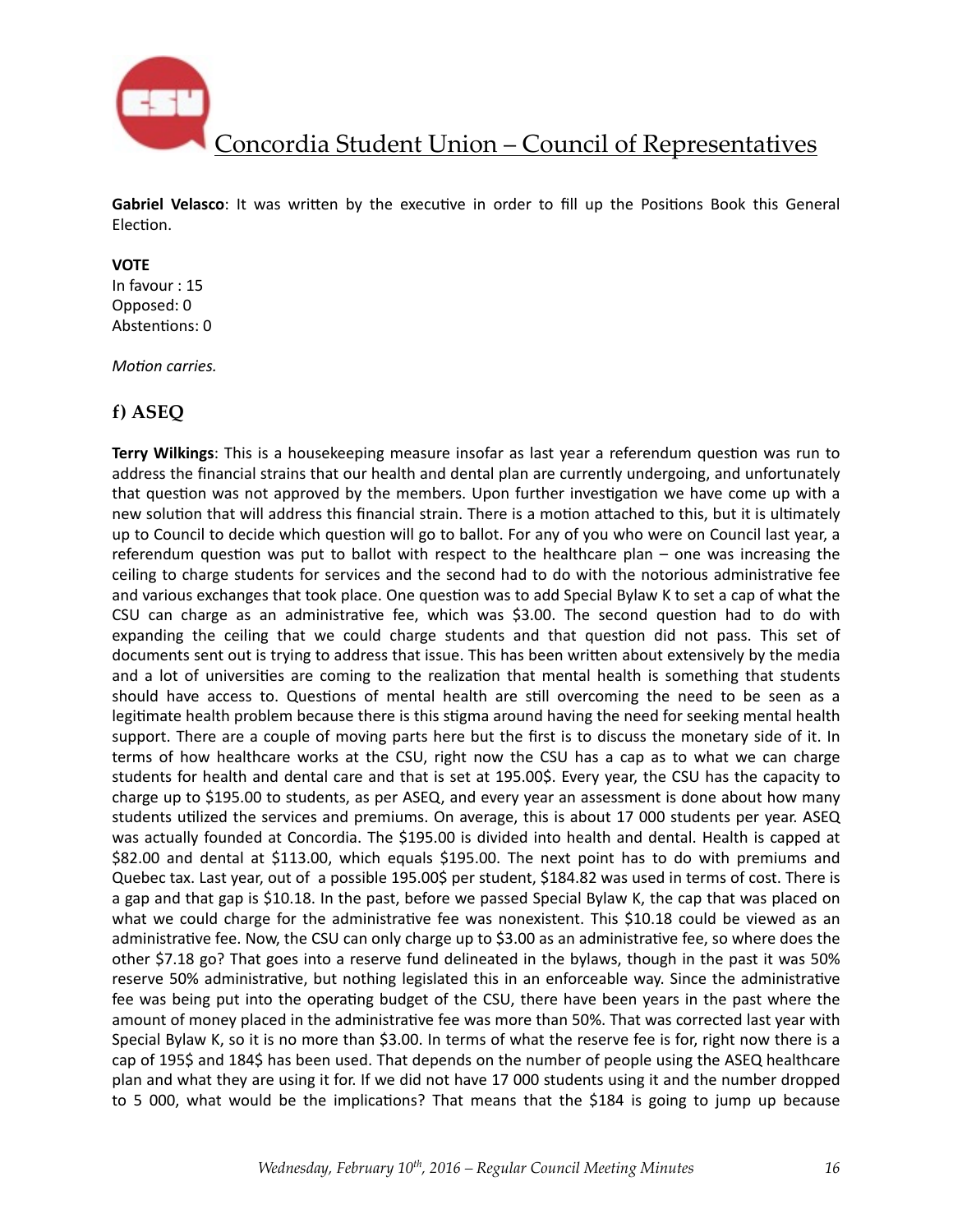**Gabriel Velasco**: It was written by the executive in order to fill up the Positions Book this General Election.

**VOTE**
In favour : 15
Opposed: 0
Abstentions: 0

*Motion carries.*

## f) ASEQ

**Terry Wilkings**: This is a housekeeping measure insofar as last year a referendum question was run to address the financial strains that our health and dental plan are currently undergoing, and unfortunately that question was not approved by the members. Upon further investigation we have come up with a new solution that will address this financial strain. There is a motion attached to this, but it is ultimately up to Council to decide which question will go to ballot. For any of you who were on Council last year, a referendum question was put to ballot with respect to the healthcare plan – one was increasing the ceiling to charge students for services and the second had to do with the notorious administrative fee and various exchanges that took place. One question was to add Special Bylaw K to set a cap of what the CSU can charge as an administrative fee, which was $3.00. The second question had to do with expanding the ceiling that we could charge students and that question did not pass. This set of documents sent out is trying to address that issue. This has been written about extensively by the media and a lot of universities are coming to the realization that mental health is something that students should have access to. Questions of mental health are still overcoming the need to be seen as a legitimate health problem because there is this stigma around having the need for seeking mental health support. There are a couple of moving parts here but the first is to discuss the monetary side of it. In terms of how healthcare works at the CSU, right now the CSU has a cap as to what we can charge students for health and dental care and that is set at 195.00$. Every year, the CSU has the capacity to charge up to $195.00 to students, as per ASEQ, and every year an assessment is done about how many students utilized the services and premiums. On average, this is about 17 000 students per year. ASEQ was actually founded at Concordia. The $195.00 is divided into health and dental. Health is capped at $82.00 and dental at $113.00, which equals $195.00. The next point has to do with premiums and Quebec tax. Last year, out of a possible 195.00$ per student, $184.82 was used in terms of cost. There is a gap and that gap is $10.18. In the past, before we passed Special Bylaw K, the cap that was placed on what we could charge for the administrative fee was nonexistent. This $10.18 could be viewed as an administrative fee. Now, the CSU can only charge up to $3.00 as an administrative fee, so where does the other $7.18 go? That goes into a reserve fund delineated in the bylaws, though in the past it was 50% reserve 50% administrative, but nothing legislated this in an enforceable way. Since the administrative fee was being put into the operating budget of the CSU, there have been years in the past where the amount of money placed in the administrative fee was more than 50%. That was corrected last year with Special Bylaw K, so it is no more than $3.00. In terms of what the reserve fee is for, right now there is a cap of 195$ and 184$ has been used. That depends on the number of people using the ASEQ healthcare plan and what they are using it for. If we did not have 17 000 students using it and the number dropped to 5 000, what would be the implications? That means that the $184 is going to jump up because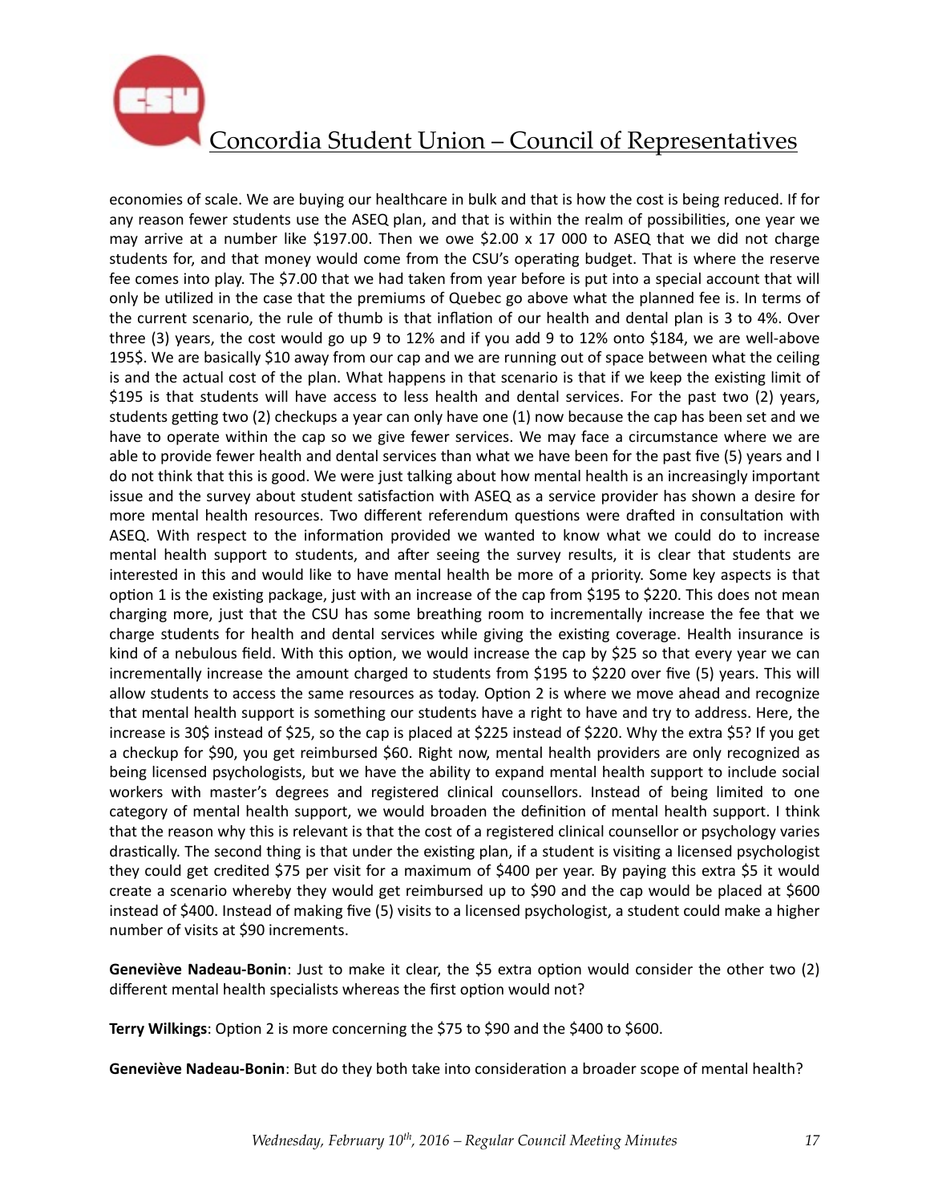economies of scale. We are buying our healthcare in bulk and that is how the cost is being reduced. If for any reason fewer students use the ASEQ plan, and that is within the realm of possibilities, one year we may arrive at a number like $197.00. Then we owe $2.00 x 17 000 to ASEQ that we did not charge students for, and that money would come from the CSU's operating budget. That is where the reserve fee comes into play. The $7.00 that we had taken from year before is put into a special account that will only be utilized in the case that the premiums of Quebec go above what the planned fee is. In terms of the current scenario, the rule of thumb is that inflation of our health and dental plan is 3 to 4%. Over three (3) years, the cost would go up 9 to 12% and if you add 9 to 12% onto $184, we are well-above 195$. We are basically $10 away from our cap and we are running out of space between what the ceiling is and the actual cost of the plan. What happens in that scenario is that if we keep the existing limit of $195 is that students will have access to less health and dental services. For the past two (2) years, students getting two (2) checkups a year can only have one (1) now because the cap has been set and we have to operate within the cap so we give fewer services. We may face a circumstance where we are able to provide fewer health and dental services than what we have been for the past five (5) years and I do not think that this is good. We were just talking about how mental health is an increasingly important issue and the survey about student satisfaction with ASEQ as a service provider has shown a desire for more mental health resources. Two different referendum questions were drafted in consultation with ASEQ. With respect to the information provided we wanted to know what we could do to increase mental health support to students, and after seeing the survey results, it is clear that students are interested in this and would like to have mental health be more of a priority. Some key aspects is that option 1 is the existing package, just with an increase of the cap from $195 to $220. This does not mean charging more, just that the CSU has some breathing room to incrementally increase the fee that we charge students for health and dental services while giving the existing coverage. Health insurance is kind of a nebulous field. With this option, we would increase the cap by $25 so that every year we can incrementally increase the amount charged to students from $195 to $220 over five (5) years. This will allow students to access the same resources as today. Option 2 is where we move ahead and recognize that mental health support is something our students have a right to have and try to address. Here, the increase is 30$ instead of $25, so the cap is placed at $225 instead of $220. Why the extra $5? If you get a checkup for $90, you get reimbursed $60. Right now, mental health providers are only recognized as being licensed psychologists, but we have the ability to expand mental health support to include social workers with master's degrees and registered clinical counsellors. Instead of being limited to one category of mental health support, we would broaden the definition of mental health support. I think that the reason why this is relevant is that the cost of a registered clinical counsellor or psychology varies drastically. The second thing is that under the existing plan, if a student is visiting a licensed psychologist they could get credited $75 per visit for a maximum of $400 per year. By paying this extra $5 it would create a scenario whereby they would get reimbursed up to $90 and the cap would be placed at $600 instead of $400. Instead of making five (5) visits to a licensed psychologist, a student could make a higher number of visits at $90 increments.

**Geneviève Nadeau-Bonin**: Just to make it clear, the $5 extra option would consider the other two (2) different mental health specialists whereas the first option would not?

**Terry Wilkings**: Option 2 is more concerning the $75 to $90 and the $400 to $600.

**Geneviève Nadeau-Bonin**: But do they both take into consideration a broader scope of mental health?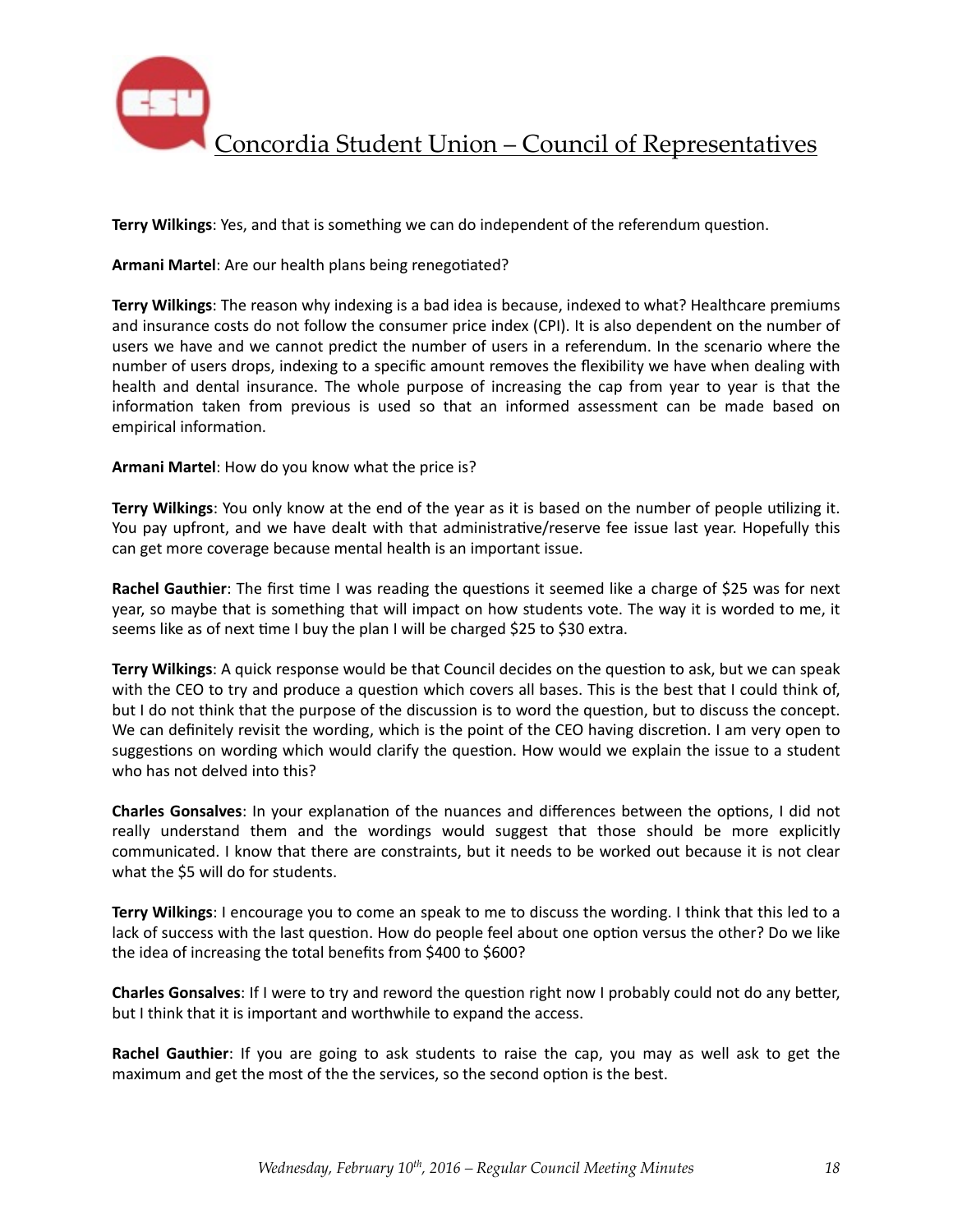**Terry Wilkings**: Yes, and that is something we can do independent of the referendum question.

**Armani Martel**: Are our health plans being renegotiated?

**Terry Wilkings**: The reason why indexing is a bad idea is because, indexed to what? Healthcare premiums and insurance costs do not follow the consumer price index (CPI). It is also dependent on the number of users we have and we cannot predict the number of users in a referendum. In the scenario where the number of users drops, indexing to a specific amount removes the flexibility we have when dealing with health and dental insurance. The whole purpose of increasing the cap from year to year is that the information taken from previous is used so that an informed assessment can be made based on empirical information.

**Armani Martel**: How do you know what the price is?

**Terry Wilkings**: You only know at the end of the year as it is based on the number of people utilizing it. You pay upfront, and we have dealt with that administrative/reserve fee issue last year. Hopefully this can get more coverage because mental health is an important issue.

**Rachel Gauthier**: The first time I was reading the questions it seemed like a charge of $25 was for next year, so maybe that is something that will impact on how students vote. The way it is worded to me, it seems like as of next time I buy the plan I will be charged $25 to $30 extra.

**Terry Wilkings**: A quick response would be that Council decides on the question to ask, but we can speak with the CEO to try and produce a question which covers all bases. This is the best that I could think of, but I do not think that the purpose of the discussion is to word the question, but to discuss the concept. We can definitely revisit the wording, which is the point of the CEO having discretion. I am very open to suggestions on wording which would clarify the question. How would we explain the issue to a student who has not delved into this?

**Charles Gonsalves**: In your explanation of the nuances and differences between the options, I did not really understand them and the wordings would suggest that those should be more explicitly communicated. I know that there are constraints, but it needs to be worked out because it is not clear what the $5 will do for students.

**Terry Wilkings**: I encourage you to come an speak to me to discuss the wording. I think that this led to a lack of success with the last question. How do people feel about one option versus the other? Do we like the idea of increasing the total benefits from $400 to $600?

**Charles Gonsalves**: If I were to try and reword the question right now I probably could not do any better, but I think that it is important and worthwhile to expand the access.

**Rachel Gauthier**: If you are going to ask students to raise the cap, you may as well ask to get the maximum and get the most of the the services, so the second option is the best.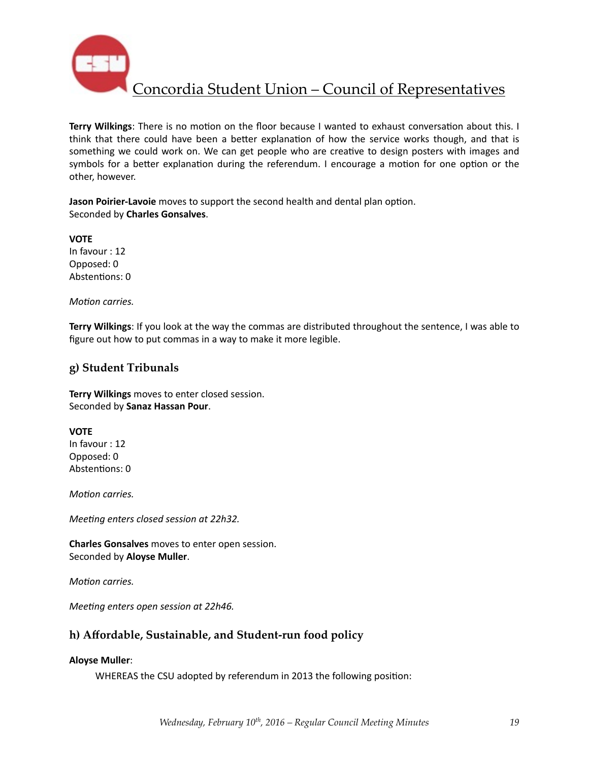**Terry Wilkings**: There is no motion on the floor because I wanted to exhaust conversation about this. I think that there could have been a better explanation of how the service works though, and that is something we could work on. We can get people who are creative to design posters with images and symbols for a better explanation during the referendum. I encourage a motion for one option or the other, however.

**Jason Poirier-Lavoie** moves to support the second health and dental plan option.
Seconded by **Charles Gonsalves**.

**VOTE**
In favour : 12
Opposed: 0
Abstentions: 0

*Motion carries.*

**Terry Wilkings**: If you look at the way the commas are distributed throughout the sentence, I was able to figure out how to put commas in a way to make it more legible.

## g) Student Tribunals

**Terry Wilkings** moves to enter closed session.
Seconded by **Sanaz Hassan Pour**.

**VOTE**
In favour : 12
Opposed: 0
Abstentions: 0

*Motion carries.*

*Meeting enters closed session at 22h32.*

**Charles Gonsalves** moves to enter open session.
Seconded by **Aloyse Muller**.

*Motion carries.*

*Meeting enters open session at 22h46.*

## h) Affordable, Sustainable, and Student-run food policy

**Aloyse Muller**:

WHEREAS the CSU adopted by referendum in 2013 the following position: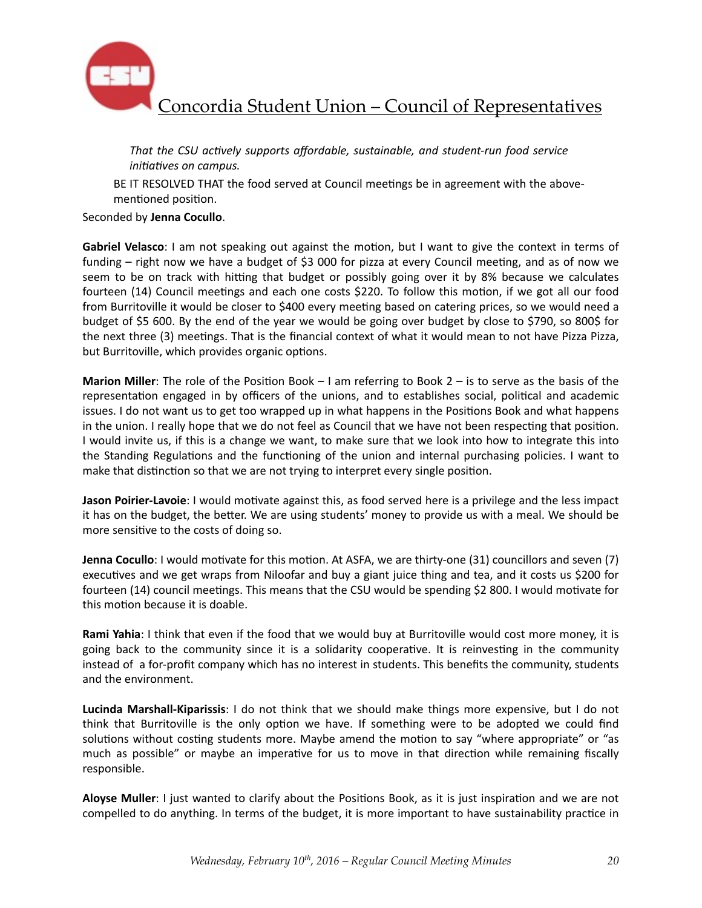*That the CSU actively supports affordable, sustainable, and student-run food service initiatives on campus.*

BE IT RESOLVED THAT the food served at Council meetings be in agreement with the above-mentioned position.

Seconded by **Jenna Cocullo**.

**Gabriel Velasco**: I am not speaking out against the motion, but I want to give the context in terms of funding – right now we have a budget of $3 000 for pizza at every Council meeting, and as of now we seem to be on track with hitting that budget or possibly going over it by 8% because we calculates fourteen (14) Council meetings and each one costs $220. To follow this motion, if we got all our food from Burritoville it would be closer to $400 every meeting based on catering prices, so we would need a budget of $5 600. By the end of the year we would be going over budget by close to $790, so 800$ for the next three (3) meetings. That is the financial context of what it would mean to not have Pizza Pizza, but Burritoville, which provides organic options.

**Marion Miller**: The role of the Position Book – I am referring to Book 2 – is to serve as the basis of the representation engaged in by officers of the unions, and to establishes social, political and academic issues. I do not want us to get too wrapped up in what happens in the Positions Book and what happens in the union. I really hope that we do not feel as Council that we have not been respecting that position. I would invite us, if this is a change we want, to make sure that we look into how to integrate this into the Standing Regulations and the functioning of the union and internal purchasing policies. I want to make that distinction so that we are not trying to interpret every single position.

**Jason Poirier-Lavoie**: I would motivate against this, as food served here is a privilege and the less impact it has on the budget, the better. We are using students' money to provide us with a meal. We should be more sensitive to the costs of doing so.

**Jenna Cocullo**: I would motivate for this motion. At ASFA, we are thirty-one (31) councillors and seven (7) executives and we get wraps from Niloofar and buy a giant juice thing and tea, and it costs us $200 for fourteen (14) council meetings. This means that the CSU would be spending $2 800. I would motivate for this motion because it is doable.

**Rami Yahia**: I think that even if the food that we would buy at Burritoville would cost more money, it is going back to the community since it is a solidarity cooperative. It is reinvesting in the community instead of a for-profit company which has no interest in students. This benefits the community, students and the environment.

**Lucinda Marshall-Kiparissis**: I do not think that we should make things more expensive, but I do not think that Burritoville is the only option we have. If something were to be adopted we could find solutions without costing students more. Maybe amend the motion to say "where appropriate" or "as much as possible" or maybe an imperative for us to move in that direction while remaining fiscally responsible.

**Aloyse Muller**: I just wanted to clarify about the Positions Book, as it is just inspiration and we are not compelled to do anything. In terms of the budget, it is more important to have sustainability practice in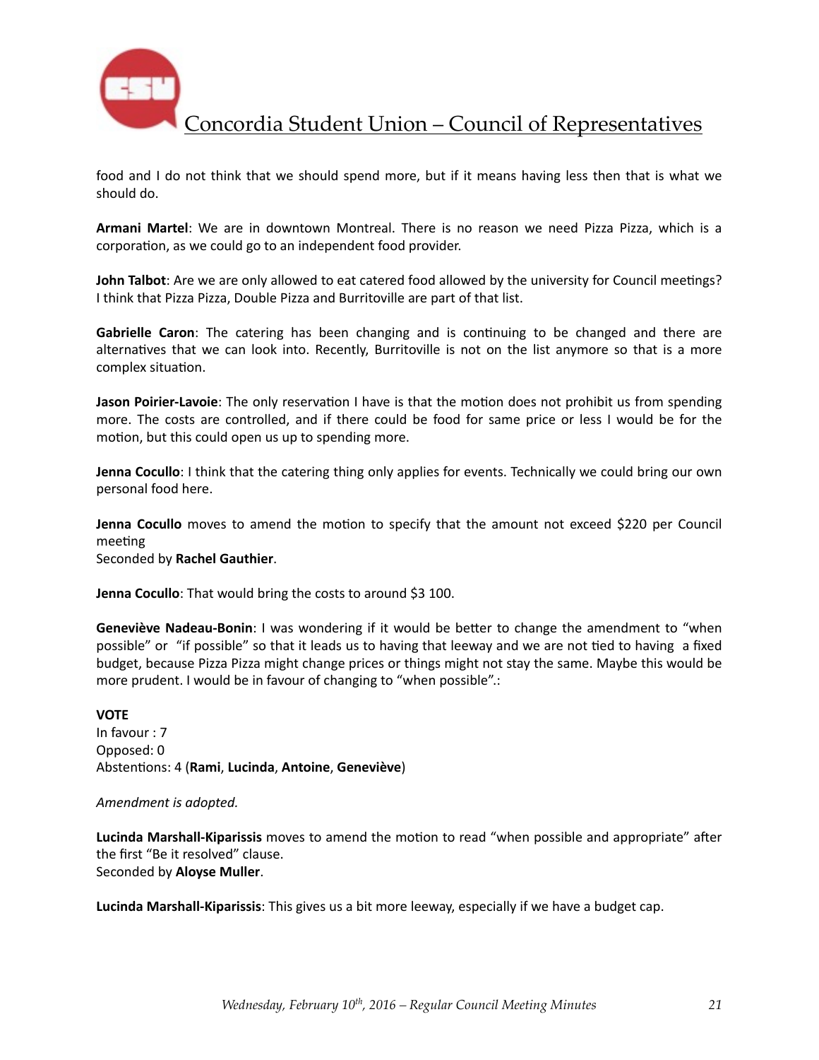food and I do not think that we should spend more, but if it means having less then that is what we should do.

**Armani Martel**: We are in downtown Montreal. There is no reason we need Pizza Pizza, which is a corporation, as we could go to an independent food provider.

**John Talbot**: Are we are only allowed to eat catered food allowed by the university for Council meetings? I think that Pizza Pizza, Double Pizza and Burritoville are part of that list.

**Gabrielle Caron**: The catering has been changing and is continuing to be changed and there are alternatives that we can look into. Recently, Burritoville is not on the list anymore so that is a more complex situation.

**Jason Poirier-Lavoie**: The only reservation I have is that the motion does not prohibit us from spending more. The costs are controlled, and if there could be food for same price or less I would be for the motion, but this could open us up to spending more.

**Jenna Cocullo**: I think that the catering thing only applies for events. Technically we could bring our own personal food here.

**Jenna Cocullo** moves to amend the motion to specify that the amount not exceed $220 per Council meeting
Seconded by **Rachel Gauthier**.

**Jenna Cocullo**: That would bring the costs to around $3 100.

**Geneviève Nadeau-Bonin**: I was wondering if it would be better to change the amendment to "when possible" or "if possible" so that it leads us to having that leeway and we are not tied to having a fixed budget, because Pizza Pizza might change prices or things might not stay the same. Maybe this would be more prudent. I would be in favour of changing to "when possible".:

**VOTE**
In favour : 7
Opposed: 0
Abstentions: 4 (**Rami**, **Lucinda**, **Antoine**, **Geneviève**)

*Amendment is adopted.*

**Lucinda Marshall-Kiparissis** moves to amend the motion to read "when possible and appropriate" after the first "Be it resolved" clause.
Seconded by **Aloyse Muller**.

**Lucinda Marshall-Kiparissis**: This gives us a bit more leeway, especially if we have a budget cap.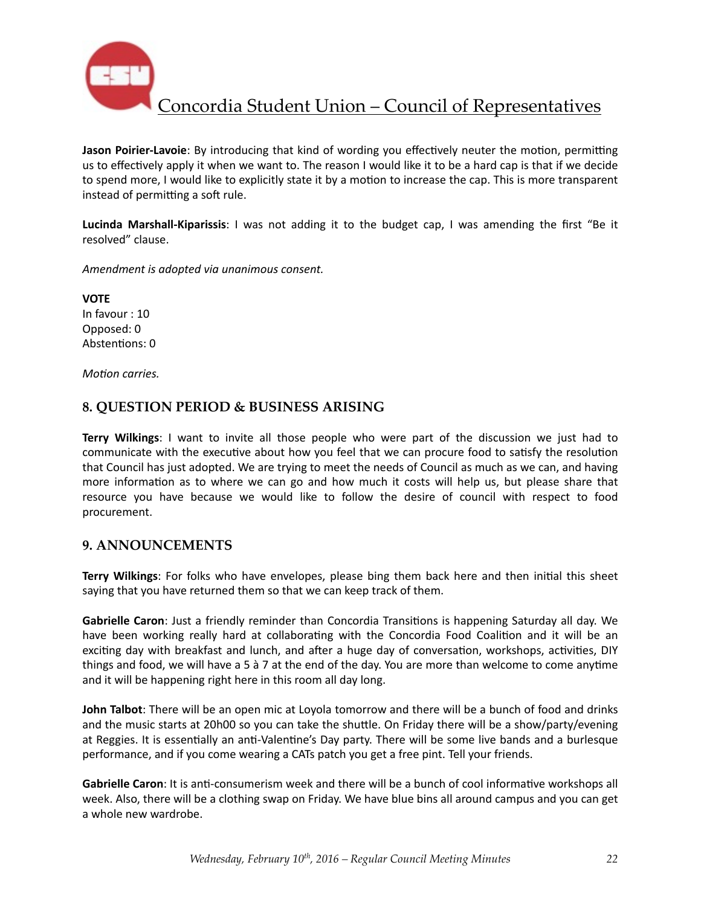**Jason Poirier-Lavoie**: By introducing that kind of wording you effectively neuter the motion, permitting us to effectively apply it when we want to. The reason I would like it to be a hard cap is that if we decide to spend more, I would like to explicitly state it by a motion to increase the cap. This is more transparent instead of permitting a soft rule.

**Lucinda Marshall-Kiparissis**: I was not adding it to the budget cap, I was amending the first "Be it resolved" clause.

*Amendment is adopted via unanimous consent.*

**VOTE**
In favour : 10
Opposed: 0
Abstentions: 0

*Motion carries.*

## 8. QUESTION PERIOD & BUSINESS ARISING

**Terry Wilkings**: I want to invite all those people who were part of the discussion we just had to communicate with the executive about how you feel that we can procure food to satisfy the resolution that Council has just adopted. We are trying to meet the needs of Council as much as we can, and having more information as to where we can go and how much it costs will help us, but please share that resource you have because we would like to follow the desire of council with respect to food procurement.

## 9. ANNOUNCEMENTS

**Terry Wilkings**: For folks who have envelopes, please bing them back here and then initial this sheet saying that you have returned them so that we can keep track of them.

**Gabrielle Caron**: Just a friendly reminder than Concordia Transitions is happening Saturday all day. We have been working really hard at collaborating with the Concordia Food Coalition and it will be an exciting day with breakfast and lunch, and after a huge day of conversation, workshops, activities, DIY things and food, we will have a 5 à 7 at the end of the day. You are more than welcome to come anytime and it will be happening right here in this room all day long.

**John Talbot**: There will be an open mic at Loyola tomorrow and there will be a bunch of food and drinks and the music starts at 20h00 so you can take the shuttle. On Friday there will be a show/party/evening at Reggies. It is essentially an anti-Valentine's Day party. There will be some live bands and a burlesque performance, and if you come wearing a CATs patch you get a free pint. Tell your friends.

**Gabrielle Caron**: It is anti-consumerism week and there will be a bunch of cool informative workshops all week. Also, there will be a clothing swap on Friday. We have blue bins all around campus and you can get a whole new wardrobe.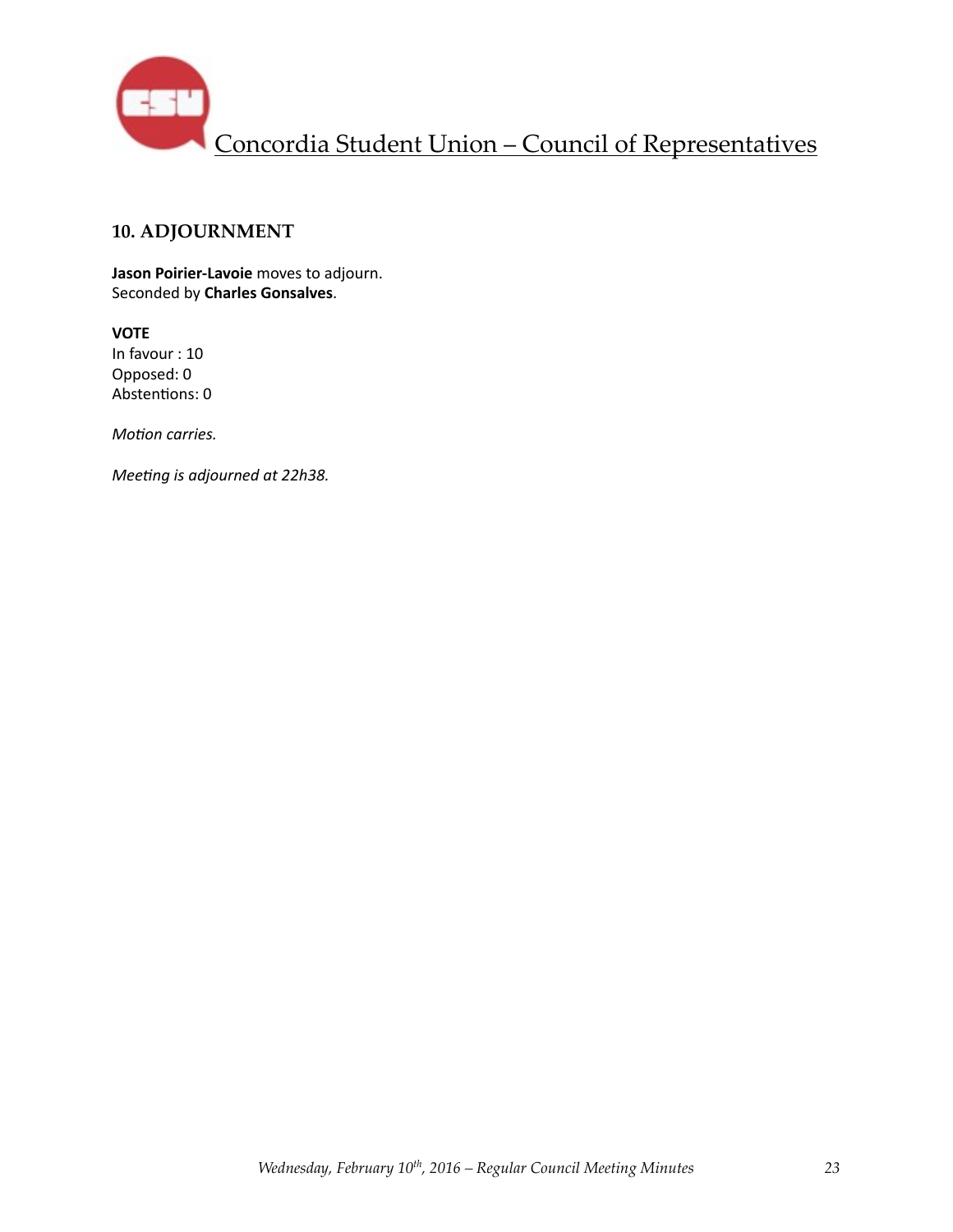## 10. ADJOURNMENT

**Jason Poirier-Lavoie** moves to adjourn.
Seconded by **Charles Gonsalves**.

**VOTE**
In favour : 10
Opposed: 0
Abstentions: 0

*Motion carries.*

*Meeting is adjourned at 22h38.*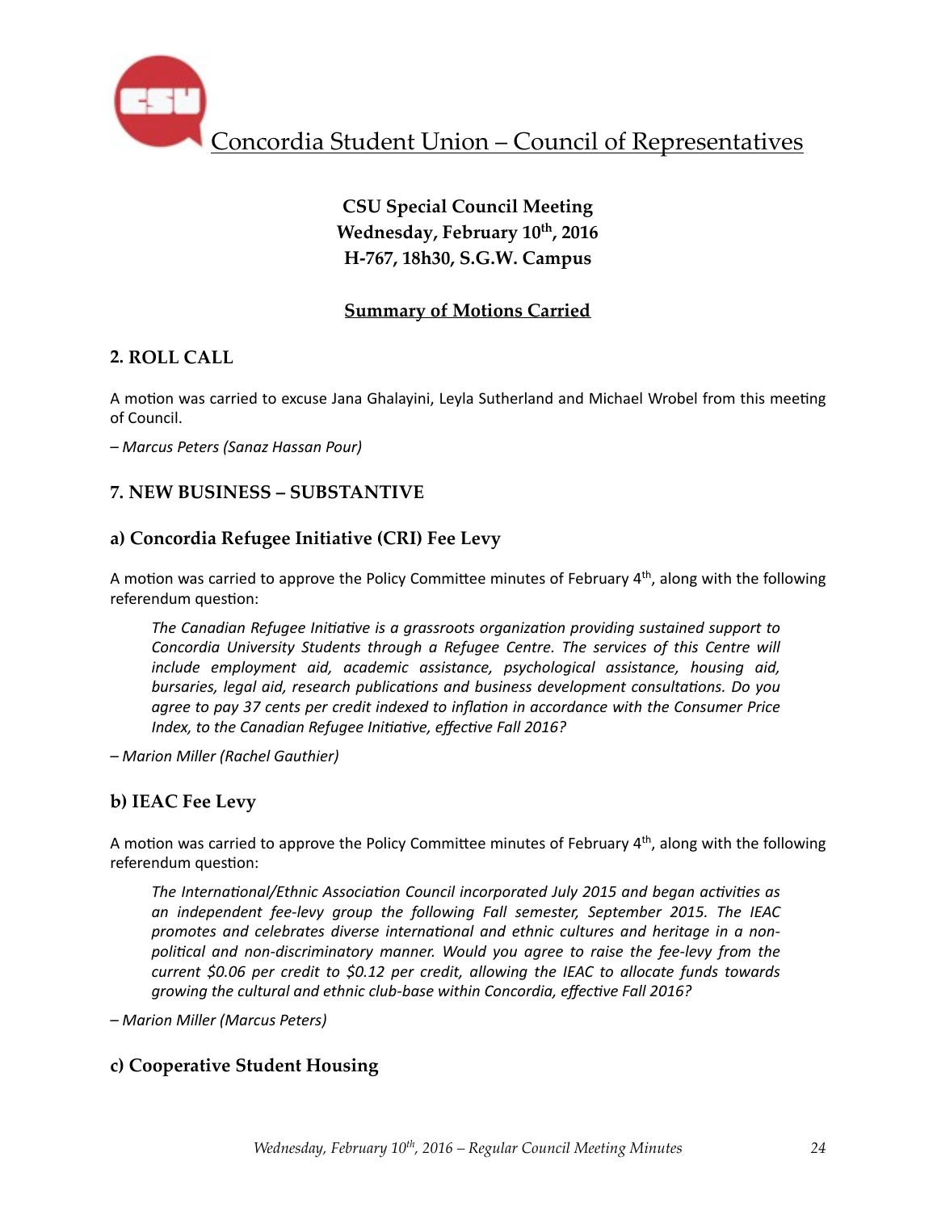Concordia Student Union – Council of Representatives

**CSU Special Council Meeting**
**Wednesday, February 10th, 2016**
**H-767, 18h30, S.G.W. Campus**

**Summary of Motions Carried**

## 2. ROLL CALL

A motion was carried to excuse Jana Ghalayini, Leyla Sutherland and Michael Wrobel from this meeting of Council.

*– Marcus Peters (Sanaz Hassan Pour)*

## 7. NEW BUSINESS – SUBSTANTIVE

### a) Concordia Refugee Initiative (CRI) Fee Levy

A motion was carried to approve the Policy Committee minutes of February 4th, along with the following referendum question:

> *The Canadian Refugee Initiative is a grassroots organization providing sustained support to Concordia University Students through a Refugee Centre. The services of this Centre will include employment aid, academic assistance, psychological assistance, housing aid, bursaries, legal aid, research publications and business development consultations. Do you agree to pay 37 cents per credit indexed to inflation in accordance with the Consumer Price Index, to the Canadian Refugee Initiative, effective Fall 2016?*

*– Marion Miller (Rachel Gauthier)*

### b) IEAC Fee Levy

A motion was carried to approve the Policy Committee minutes of February 4th, along with the following referendum question:

> *The International/Ethnic Association Council incorporated July 2015 and began activities as an independent fee-levy group the following Fall semester, September 2015. The IEAC promotes and celebrates diverse international and ethnic cultures and heritage in a non-political and non-discriminatory manner. Would you agree to raise the fee-levy from the current $0.06 per credit to $0.12 per credit, allowing the IEAC to allocate funds towards growing the cultural and ethnic club-base within Concordia, effective Fall 2016?*

*– Marion Miller (Marcus Peters)*

### c) Cooperative Student Housing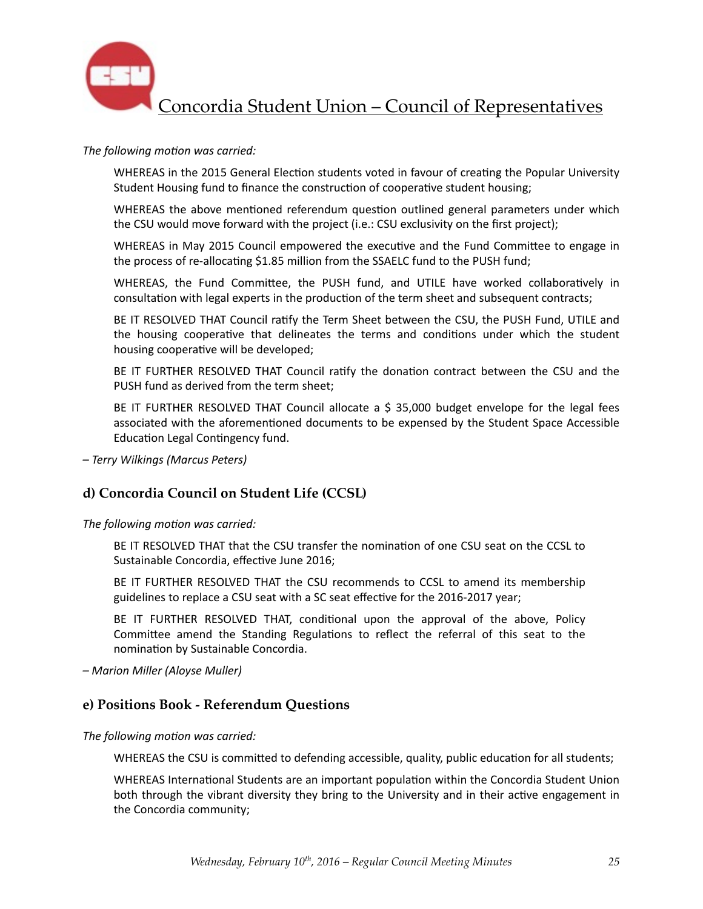*The following motion was carried:*

> WHEREAS in the 2015 General Election students voted in favour of creating the Popular University Student Housing fund to finance the construction of cooperative student housing;
>
> WHEREAS the above mentioned referendum question outlined general parameters under which the CSU would move forward with the project (i.e.: CSU exclusivity on the first project);
>
> WHEREAS in May 2015 Council empowered the executive and the Fund Committee to engage in the process of re-allocating $1.85 million from the SSAELC fund to the PUSH fund;
>
> WHEREAS, the Fund Committee, the PUSH fund, and UTILE have worked collaboratively in consultation with legal experts in the production of the term sheet and subsequent contracts;
>
> BE IT RESOLVED THAT Council ratify the Term Sheet between the CSU, the PUSH Fund, UTILE and the housing cooperative that delineates the terms and conditions under which the student housing cooperative will be developed;
>
> BE IT FURTHER RESOLVED THAT Council ratify the donation contract between the CSU and the PUSH fund as derived from the term sheet;
>
> BE IT FURTHER RESOLVED THAT Council allocate a $ 35,000 budget envelope for the legal fees associated with the aforementioned documents to be expensed by the Student Space Accessible Education Legal Contingency fund.

*– Terry Wilkings (Marcus Peters)*

### d) Concordia Council on Student Life (CCSL)

*The following motion was carried:*

> BE IT RESOLVED THAT that the CSU transfer the nomination of one CSU seat on the CCSL to Sustainable Concordia, effective June 2016;
>
> BE IT FURTHER RESOLVED THAT the CSU recommends to CCSL to amend its membership guidelines to replace a CSU seat with a SC seat effective for the 2016-2017 year;
>
> BE IT FURTHER RESOLVED THAT, conditional upon the approval of the above, Policy Committee amend the Standing Regulations to reflect the referral of this seat to the nomination by Sustainable Concordia.

*– Marion Miller (Aloyse Muller)*

### e) Positions Book - Referendum Questions

*The following motion was carried:*

> WHEREAS the CSU is committed to defending accessible, quality, public education for all students;
>
> WHEREAS International Students are an important population within the Concordia Student Union both through the vibrant diversity they bring to the University and in their active engagement in the Concordia community;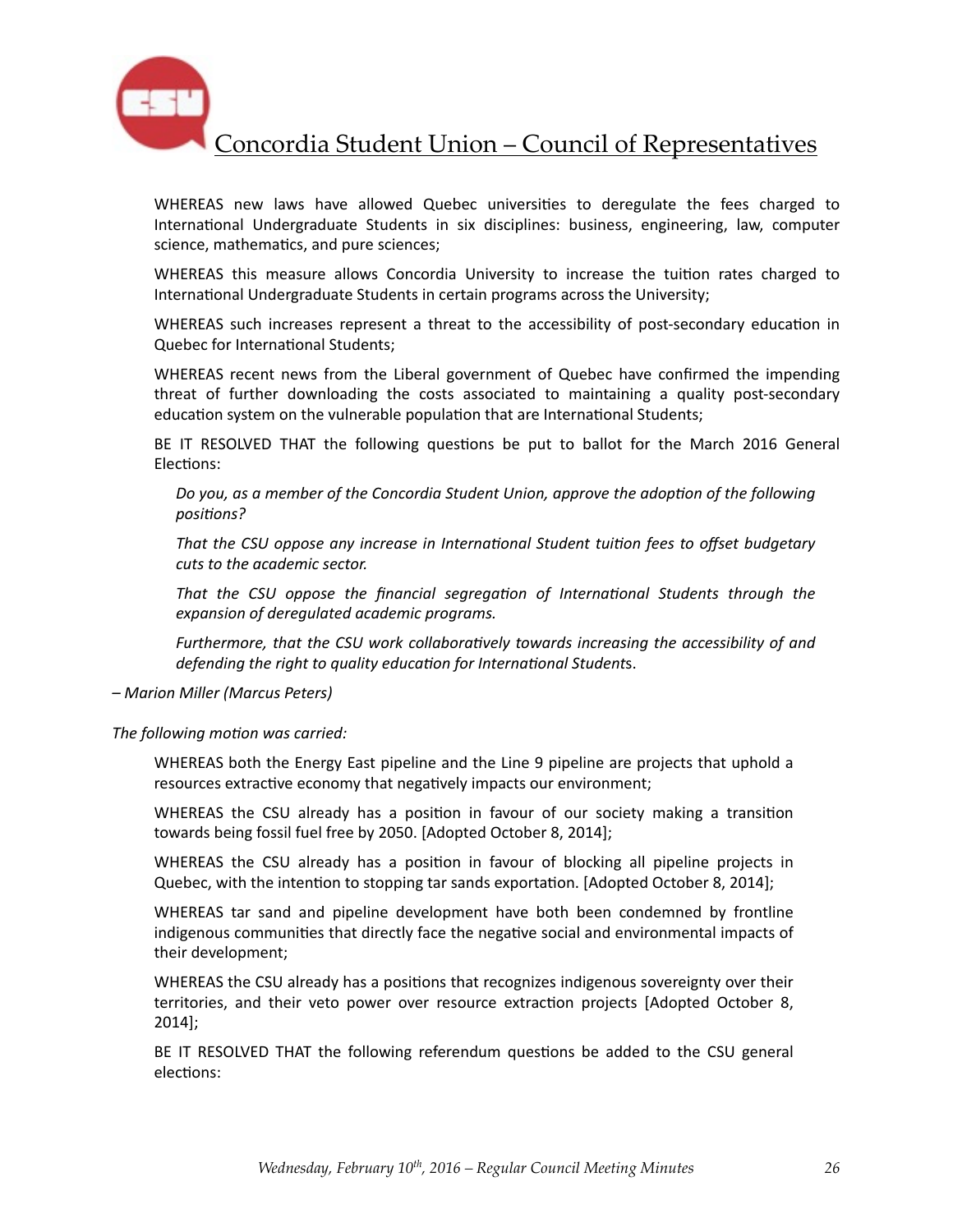WHEREAS new laws have allowed Quebec universities to deregulate the fees charged to International Undergraduate Students in six disciplines: business, engineering, law, computer science, mathematics, and pure sciences;

WHEREAS this measure allows Concordia University to increase the tuition rates charged to International Undergraduate Students in certain programs across the University;

WHEREAS such increases represent a threat to the accessibility of post-secondary education in Quebec for International Students;

WHEREAS recent news from the Liberal government of Quebec have confirmed the impending threat of further downloading the costs associated to maintaining a quality post-secondary education system on the vulnerable population that are International Students;

BE IT RESOLVED THAT the following questions be put to ballot for the March 2016 General Elections:

> *Do you, as a member of the Concordia Student Union, approve the adoption of the following positions?*
>
> *That the CSU oppose any increase in International Student tuition fees to offset budgetary cuts to the academic sector.*
>
> *That the CSU oppose the financial segregation of International Students through the expansion of deregulated academic programs.*
>
> *Furthermore, that the CSU work collaboratively towards increasing the accessibility of and defending the right to quality education for International Student*s.

*– Marion Miller (Marcus Peters)*

*The following motion was carried:*

WHEREAS both the Energy East pipeline and the Line 9 pipeline are projects that uphold a resources extractive economy that negatively impacts our environment;

WHEREAS the CSU already has a position in favour of our society making a transition towards being fossil fuel free by 2050. [Adopted October 8, 2014];

WHEREAS the CSU already has a position in favour of blocking all pipeline projects in Quebec, with the intention to stopping tar sands exportation. [Adopted October 8, 2014];

WHEREAS tar sand and pipeline development have both been condemned by frontline indigenous communities that directly face the negative social and environmental impacts of their development;

WHEREAS the CSU already has a positions that recognizes indigenous sovereignty over their territories, and their veto power over resource extraction projects [Adopted October 8, 2014];

BE IT RESOLVED THAT the following referendum questions be added to the CSU general elections: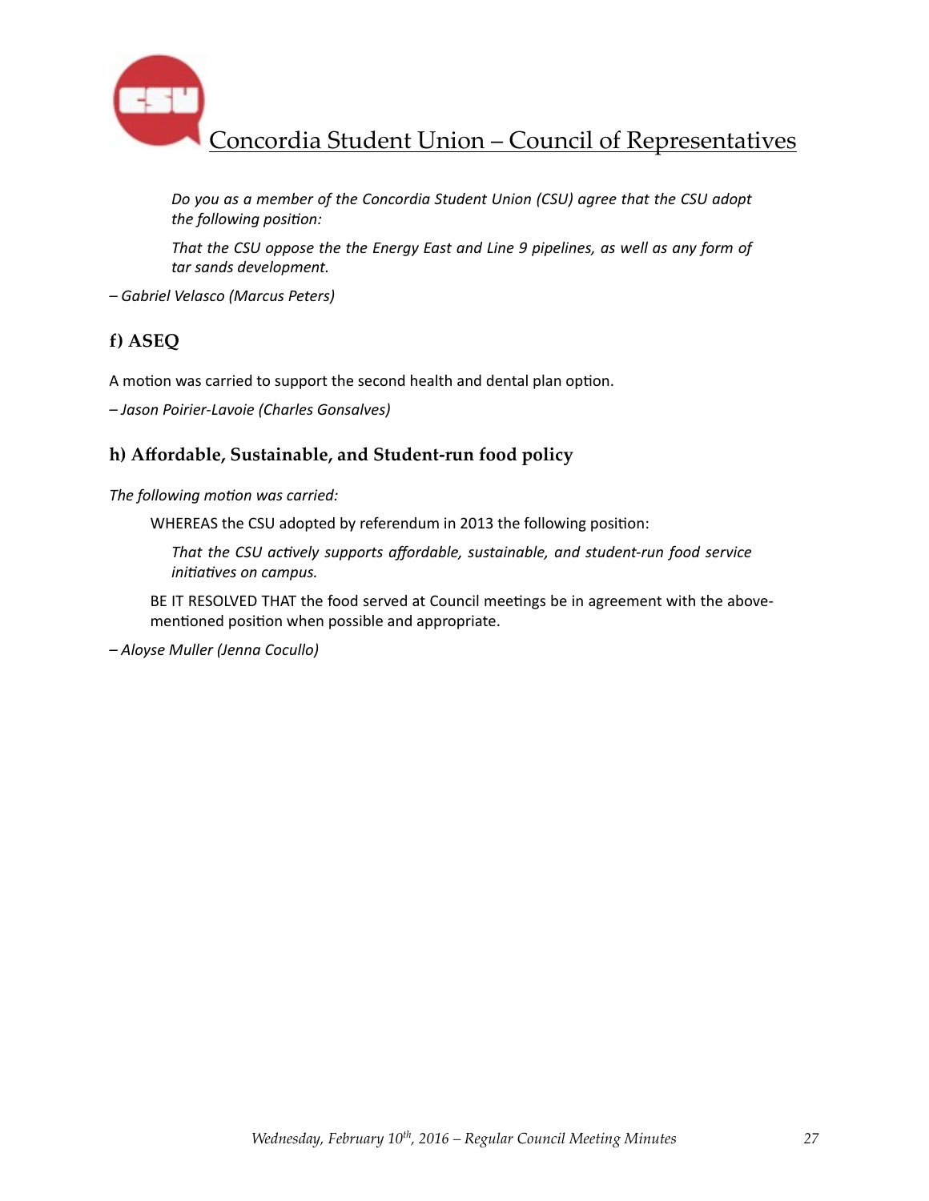*Do you as a member of the Concordia Student Union (CSU) agree that the CSU adopt the following position:*

*That the CSU oppose the the Energy East and Line 9 pipelines, as well as any form of tar sands development.*

*– Gabriel Velasco (Marcus Peters)*

### f) ASEQ

A motion was carried to support the second health and dental plan option.

*– Jason Poirier-Lavoie (Charles Gonsalves)*

### h) Affordable, Sustainable, and Student-run food policy

*The following motion was carried:*

WHEREAS the CSU adopted by referendum in 2013 the following position:

*That the CSU actively supports affordable, sustainable, and student-run food service initiatives on campus.*

BE IT RESOLVED THAT the food served at Council meetings be in agreement with the above-mentioned position when possible and appropriate.

*– Aloyse Muller (Jenna Cocullo)*